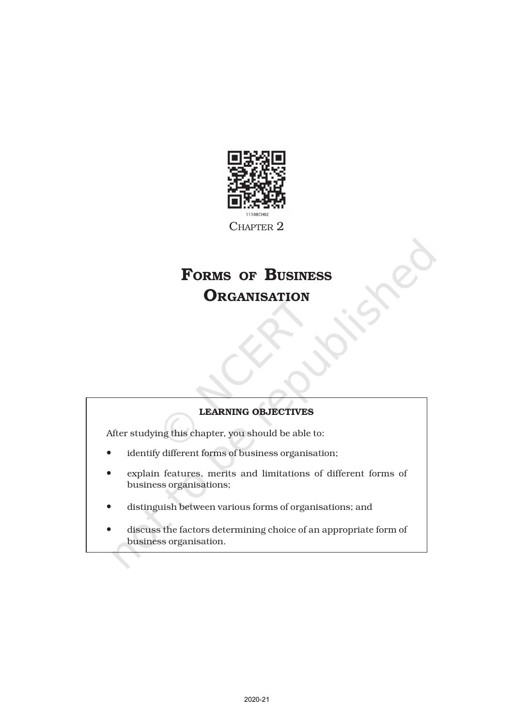11108CH02

CHAPTER 2

# FORMS OF BUSINESS ORGANISATION

**LEARNING OBJECTIVES**

After studying this chapter, you should be able to:

- identify different forms of business organisation;
- explain features, merits and limitations of different forms of business organisations;
- distinguish between various forms of organisations; and
- discuss the factors determining choice of an appropriate form of business organisation.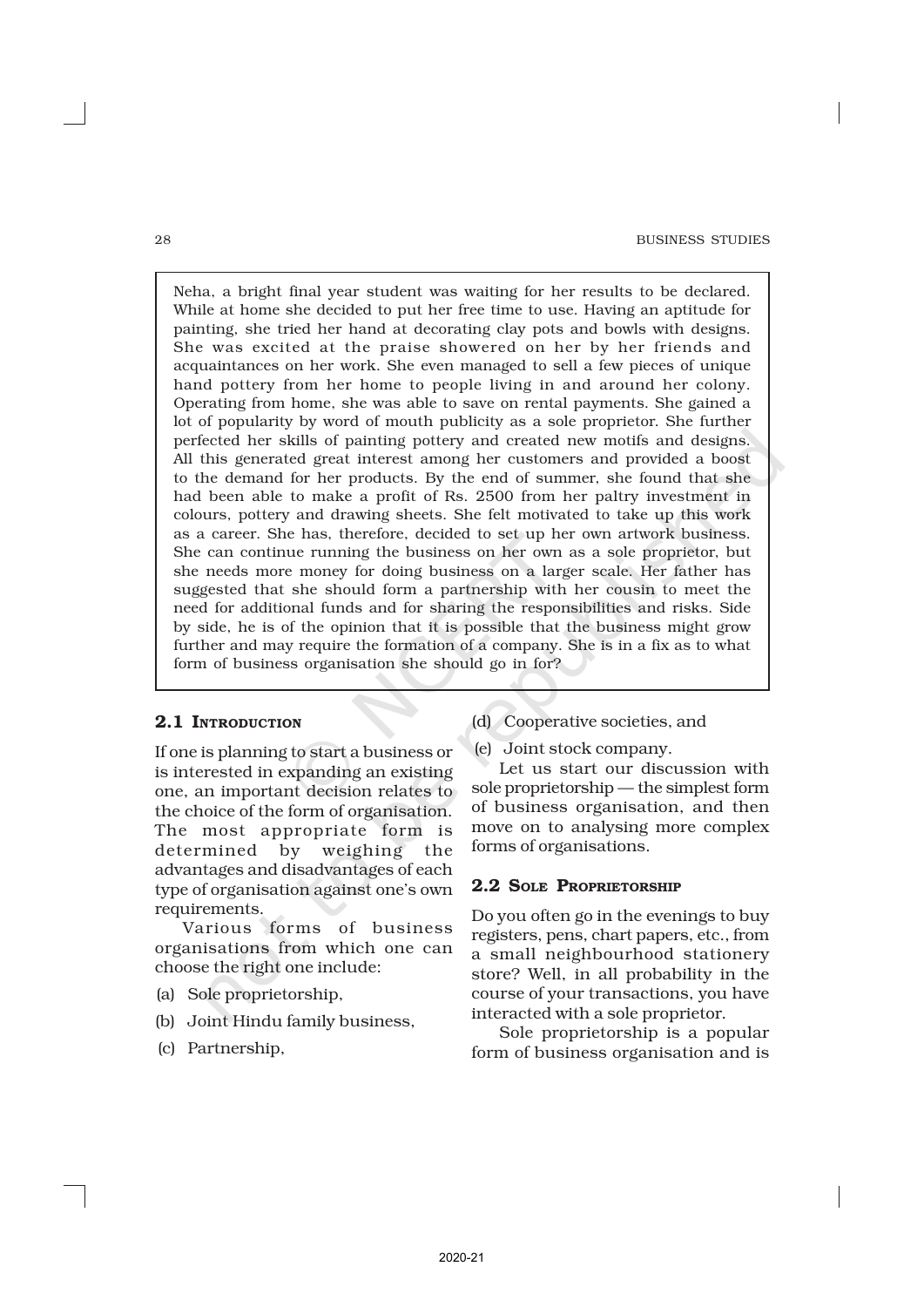Neha, a bright final year student was waiting for her results to be declared. While at home she decided to put her free time to use. Having an aptitude for painting, she tried her hand at decorating clay pots and bowls with designs. She was excited at the praise showered on her by her friends and acquaintances on her work. She even managed to sell a few pieces of unique hand pottery from her home to people living in and around her colony. Operating from home, she was able to save on rental payments. She gained a lot of popularity by word of mouth publicity as a sole proprietor. She further perfected her skills of painting pottery and created new motifs and designs. All this generated great interest among her customers and provided a boost to the demand for her products. By the end of summer, she found that she had been able to make a profit of Rs. 2500 from her paltry investment in colours, pottery and drawing sheets. She felt motivated to take up this work as a career. She has, therefore, decided to set up her own artwork business. She can continue running the business on her own as a sole proprietor, but she needs more money for doing business on a larger scale. Her father has suggested that she should form a partnership with her cousin to meet the need for additional funds and for sharing the responsibilities and risks. Side by side, he is of the opinion that it is possible that the business might grow further and may require the formation of a company. She is in a fix as to what form of business organisation she should go in for?

## 2.1 Introduction

If one is planning to start a business or is interested in expanding an existing one, an important decision relates to the choice of the form of organisation. The most appropriate form is determined by weighing the advantages and disadvantages of each type of organisation against one's own requirements.

Various forms of business organisations from which one can choose the right one include:

(a) Sole proprietorship,

(b) Joint Hindu family business,

(c) Partnership,

(d) Cooperative societies, and

(e) Joint stock company.

Let us start our discussion with sole proprietorship — the simplest form of business organisation, and then move on to analysing more complex forms of organisations.

## 2.2 Sole Proprietorship

Do you often go in the evenings to buy registers, pens, chart papers, etc., from a small neighbourhood stationery store? Well, in all probability in the course of your transactions, you have interacted with a sole proprietor.

Sole proprietorship is a popular form of business organisation and is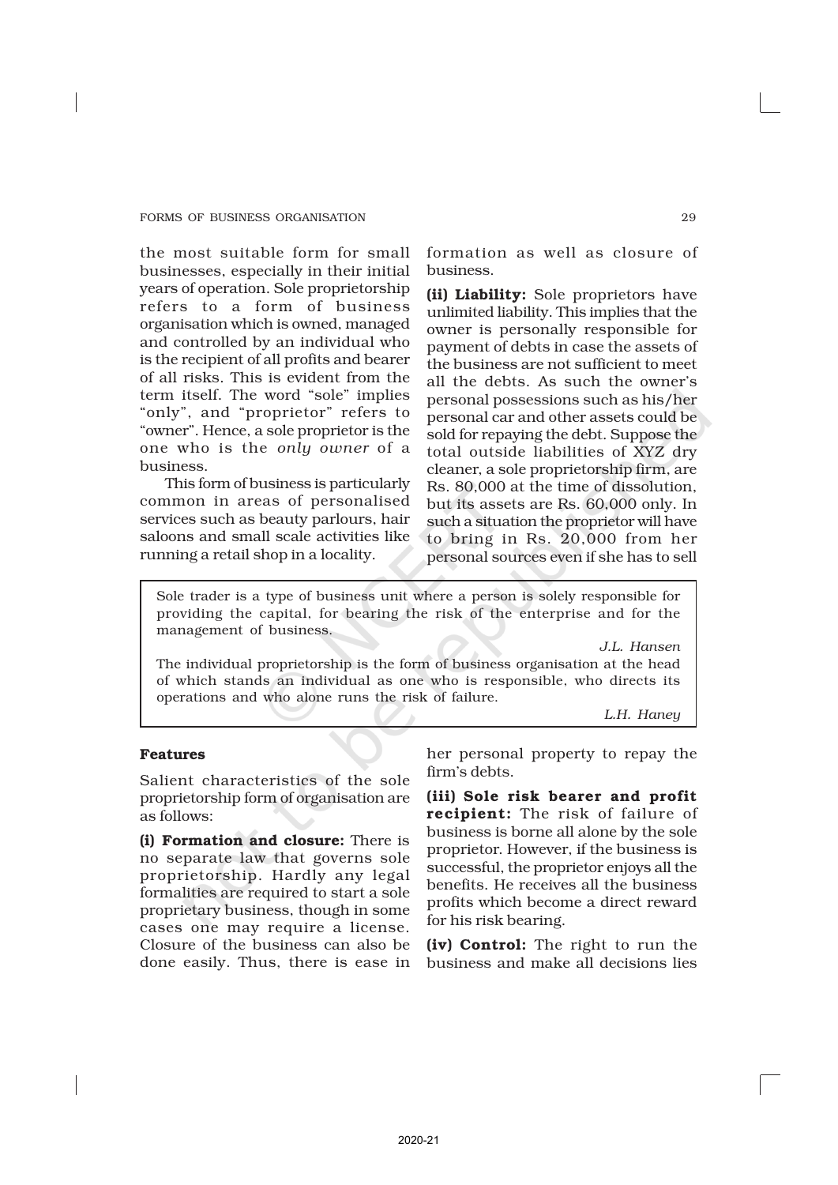the most suitable form for small businesses, especially in their initial years of operation. Sole proprietorship refers to a form of business organisation which is owned, managed and controlled by an individual who is the recipient of all profits and bearer of all risks. This is evident from the term itself. The word "sole" implies "only", and "proprietor" refers to "owner". Hence, a sole proprietor is the one who is the *only owner* of a business.

This form of business is particularly common in areas of personalised services such as beauty parlours, hair saloons and small scale activities like running a retail shop in a locality.

> Sole trader is a type of business unit where a person is solely responsible for providing the capital, for bearing the risk of the enterprise and for the management of business.
>
> *J.L. Hansen*
>
> The individual proprietorship is the form of business organisation at the head of which stands an individual as one who is responsible, who directs its operations and who alone runs the risk of failure.
>
> *L.H. Haney*

### Features

Salient characteristics of the sole proprietorship form of organisation are as follows:

**(i) Formation and closure:** There is no separate law that governs sole proprietorship. Hardly any legal formalities are required to start a sole proprietary business, though in some cases one may require a license. Closure of the business can also be done easily. Thus, there is ease in formation as well as closure of business.

**(ii) Liability:** Sole proprietors have unlimited liability. This implies that the owner is personally responsible for payment of debts in case the assets of the business are not sufficient to meet all the debts. As such the owner's personal possessions such as his/her personal car and other assets could be sold for repaying the debt. Suppose the total outside liabilities of XYZ dry cleaner, a sole proprietorship firm, are Rs. 80,000 at the time of dissolution, but its assets are Rs. 60,000 only. In such a situation the proprietor will have to bring in Rs. 20,000 from her personal sources even if she has to sell her personal property to repay the firm's debts.

**(iii) Sole risk bearer and profit recipient:** The risk of failure of business is borne all alone by the sole proprietor. However, if the business is successful, the proprietor enjoys all the benefits. He receives all the business profits which become a direct reward for his risk bearing.

**(iv) Control:** The right to run the business and make all decisions lies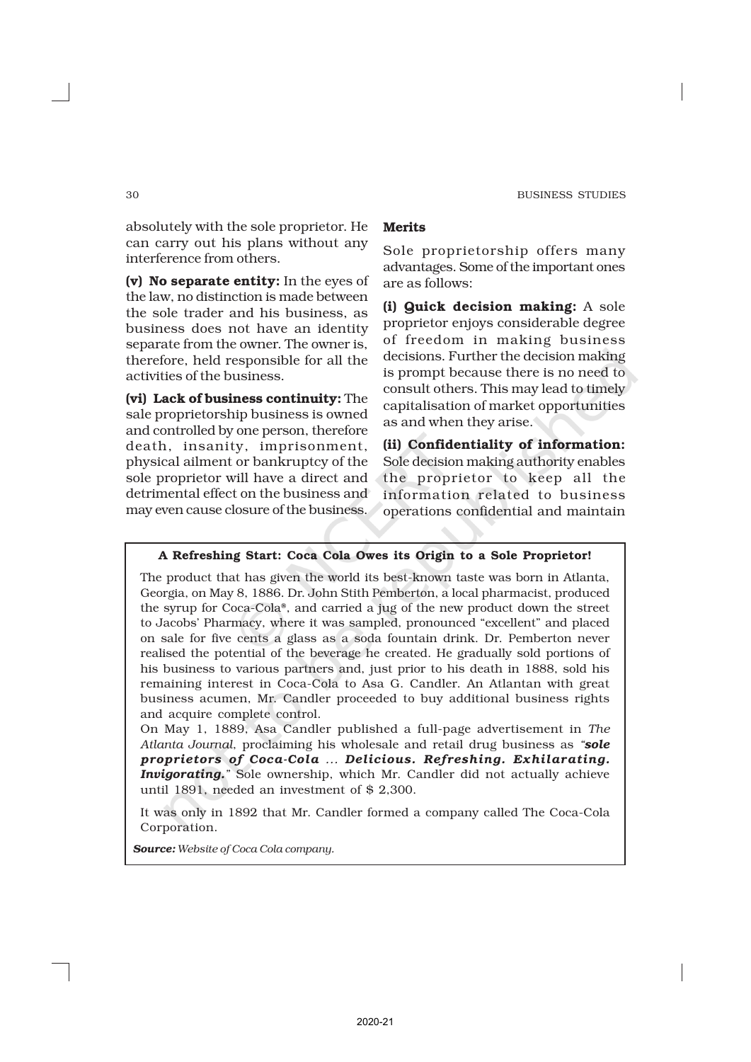absolutely with the sole proprietor. He can carry out his plans without any interference from others.

**(v) No separate entity:** In the eyes of the law, no distinction is made between the sole trader and his business, as business does not have an identity separate from the owner. The owner is, therefore, held responsible for all the activities of the business.

**(vi) Lack of business continuity:** The sale proprietorship business is owned and controlled by one person, therefore death, insanity, imprisonment, physical ailment or bankruptcy of the sole proprietor will have a direct and detrimental effect on the business and may even cause closure of the business.

**Merits**

Sole proprietorship offers many advantages. Some of the important ones are as follows:

**(i) Quick decision making:** A sole proprietor enjoys considerable degree of freedom in making business decisions. Further the decision making is prompt because there is no need to consult others. This may lead to timely capitalisation of market opportunities as and when they arise.

**(ii) Confidentiality of information:** Sole decision making authority enables the proprietor to keep all the information related to business operations confidential and maintain

**A Refreshing Start: Coca Cola Owes its Origin to a Sole Proprietor!**

The product that has given the world its best-known taste was born in Atlanta, Georgia, on May 8, 1886. Dr. John Stith Pemberton, a local pharmacist, produced the syrup for Coca-Cola®, and carried a jug of the new product down the street to Jacobs' Pharmacy, where it was sampled, pronounced "excellent" and placed on sale for five cents a glass as a soda fountain drink. Dr. Pemberton never realised the potential of the beverage he created. He gradually sold portions of his business to various partners and, just prior to his death in 1888, sold his remaining interest in Coca-Cola to Asa G. Candler. An Atlantan with great business acumen, Mr. Candler proceeded to buy additional business rights and acquire complete control.

On May 1, 1889, Asa Candler published a full-page advertisement in *The Atlanta Journal*, proclaiming his wholesale and retail drug business as "***sole proprietors of Coca-Cola … Delicious. Refreshing. Exhilarating. Invigorating.***" Sole ownership, which Mr. Candler did not actually achieve until 1891, needed an investment of $ 2,300.

It was only in 1892 that Mr. Candler formed a company called The Coca-Cola Corporation.

***Source:*** *Website of Coca Cola company.*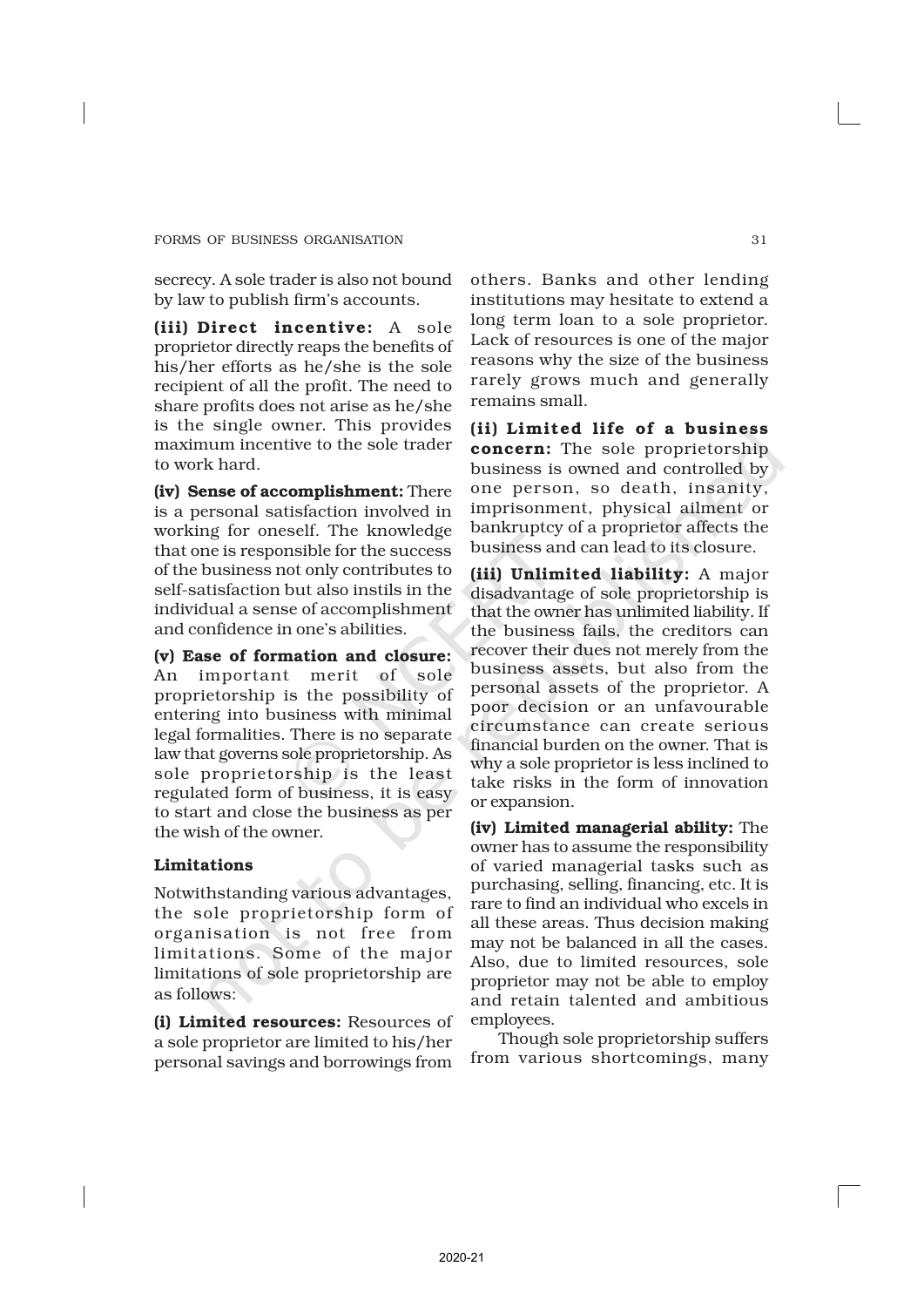secrecy. A sole trader is also not bound by law to publish firm's accounts.

**(iii) Direct incentive:** A sole proprietor directly reaps the benefits of his/her efforts as he/she is the sole recipient of all the profit. The need to share profits does not arise as he/she is the single owner. This provides maximum incentive to the sole trader to work hard.

**(iv) Sense of accomplishment:** There is a personal satisfaction involved in working for oneself. The knowledge that one is responsible for the success of the business not only contributes to self-satisfaction but also instils in the individual a sense of accomplishment and confidence in one's abilities.

**(v) Ease of formation and closure:** An important merit of sole proprietorship is the possibility of entering into business with minimal legal formalities. There is no separate law that governs sole proprietorship. As sole proprietorship is the least regulated form of business, it is easy to start and close the business as per the wish of the owner.

### Limitations

Notwithstanding various advantages, the sole proprietorship form of organisation is not free from limitations. Some of the major limitations of sole proprietorship are as follows:

**(i) Limited resources:** Resources of a sole proprietor are limited to his/her personal savings and borrowings from others. Banks and other lending institutions may hesitate to extend a long term loan to a sole proprietor. Lack of resources is one of the major reasons why the size of the business rarely grows much and generally remains small.

**(ii) Limited life of a business concern:** The sole proprietorship business is owned and controlled by one person, so death, insanity, imprisonment, physical ailment or bankruptcy of a proprietor affects the business and can lead to its closure.

**(iii) Unlimited liability:** A major disadvantage of sole proprietorship is that the owner has unlimited liability. If the business fails, the creditors can recover their dues not merely from the business assets, but also from the personal assets of the proprietor. A poor decision or an unfavourable circumstance can create serious financial burden on the owner. That is why a sole proprietor is less inclined to take risks in the form of innovation or expansion.

**(iv) Limited managerial ability:** The owner has to assume the responsibility of varied managerial tasks such as purchasing, selling, financing, etc. It is rare to find an individual who excels in all these areas. Thus decision making may not be balanced in all the cases. Also, due to limited resources, sole proprietor may not be able to employ and retain talented and ambitious employees.

Though sole proprietorship suffers from various shortcomings, many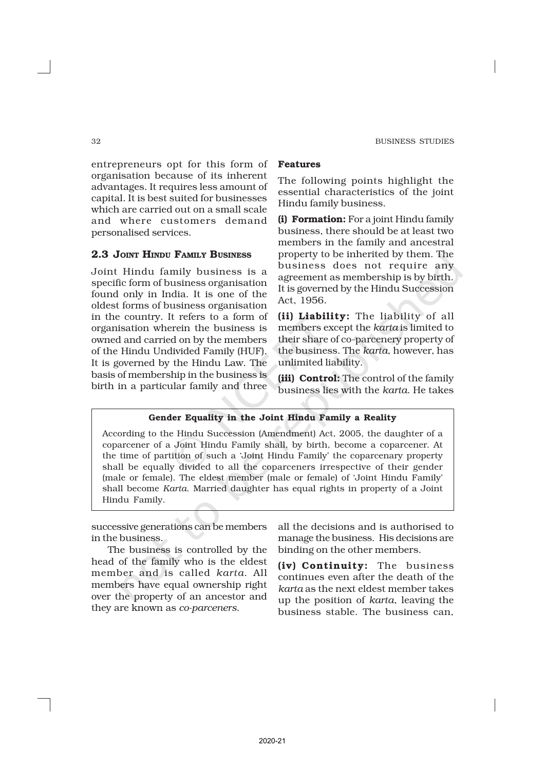entrepreneurs opt for this form of organisation because of its inherent advantages. It requires less amount of capital. It is best suited for businesses which are carried out on a small scale and where customers demand personalised services.

## 2.3 Joint Hindu Family Business

Joint Hindu family business is a specific form of business organisation found only in India. It is one of the oldest forms of business organisation in the country. It refers to a form of organisation wherein the business is owned and carried on by the members of the Hindu Undivided Family (HUF). It is governed by the Hindu Law. The basis of membership in the business is birth in a particular family and three successive generations can be members in the business.

The business is controlled by the head of the family who is the eldest member and is called *karta*. All members have equal ownership right over the property of an ancestor and they are known as *co-parceners*.

### Features

The following points highlight the essential characteristics of the joint Hindu family business.

**(i) Formation:** For a joint Hindu family business, there should be at least two members in the family and ancestral property to be inherited by them. The business does not require any agreement as membership is by birth. It is governed by the Hindu Succession Act, 1956.

**(ii) Liability:** The liability of all members except the *karta* is limited to their share of co-parcenery property of the business. The *karta*, however, has unlimited liability.

**(iii) Control:** The control of the family business lies with the *karta*. He takes all the decisions and is authorised to manage the business. His decisions are binding on the other members.

**(iv) Continuity:** The business continues even after the death of the *karta* as the next eldest member takes up the position of *karta*, leaving the business stable. The business can,

> **Gender Equality in the Joint Hindu Family a Reality**
>
> According to the Hindu Succession (Amendment) Act, 2005, the daughter of a coparcener of a Joint Hindu Family shall, by birth, become a coparcener. At the time of partition of such a 'Joint Hindu Family' the coparcenary property shall be equally divided to all the coparceners irrespective of their gender (male or female). The eldest member (male or female) of 'Joint Hindu Family' shall become *Karta*. Married daughter has equal rights in property of a Joint Hindu Family.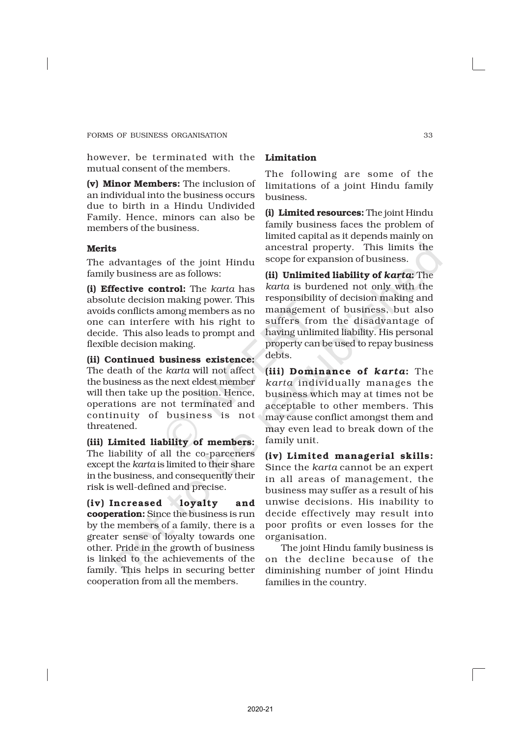however, be terminated with the mutual consent of the members.

**(v) Minor Members:** The inclusion of an individual into the business occurs due to birth in a Hindu Undivided Family. Hence, minors can also be members of the business.

### Merits

The advantages of the joint Hindu family business are as follows:

**(i) Effective control:** The *karta* has absolute decision making power. This avoids conflicts among members as no one can interfere with his right to decide. This also leads to prompt and flexible decision making.

**(ii) Continued business existence:** The death of the *karta* will not affect the business as the next eldest member will then take up the position. Hence, operations are not terminated and continuity of business is not threatened.

**(iii) Limited liability of members:** The liability of all the co-parceners except the *karta* is limited to their share in the business, and consequently their risk is well-defined and precise.

**(iv) Increased loyalty and cooperation:** Since the business is run by the members of a family, there is a greater sense of loyalty towards one other. Pride in the growth of business is linked to the achievements of the family. This helps in securing better cooperation from all the members.

### Limitation

The following are some of the limitations of a joint Hindu family business.

**(i) Limited resources:** The joint Hindu family business faces the problem of limited capital as it depends mainly on ancestral property. This limits the scope for expansion of business.

**(ii) Unlimited liability of *karta*:** The *karta* is burdened not only with the responsibility of decision making and management of business, but also suffers from the disadvantage of having unlimited liability. His personal property can be used to repay business debts.

**(iii) Dominance of *karta*:** The *karta* individually manages the business which may at times not be acceptable to other members. This may cause conflict amongst them and may even lead to break down of the family unit.

**(iv) Limited managerial skills:** Since the *karta* cannot be an expert in all areas of management, the business may suffer as a result of his unwise decisions. His inability to decide effectively may result into poor profits or even losses for the organisation.

The joint Hindu family business is on the decline because of the diminishing number of joint Hindu families in the country.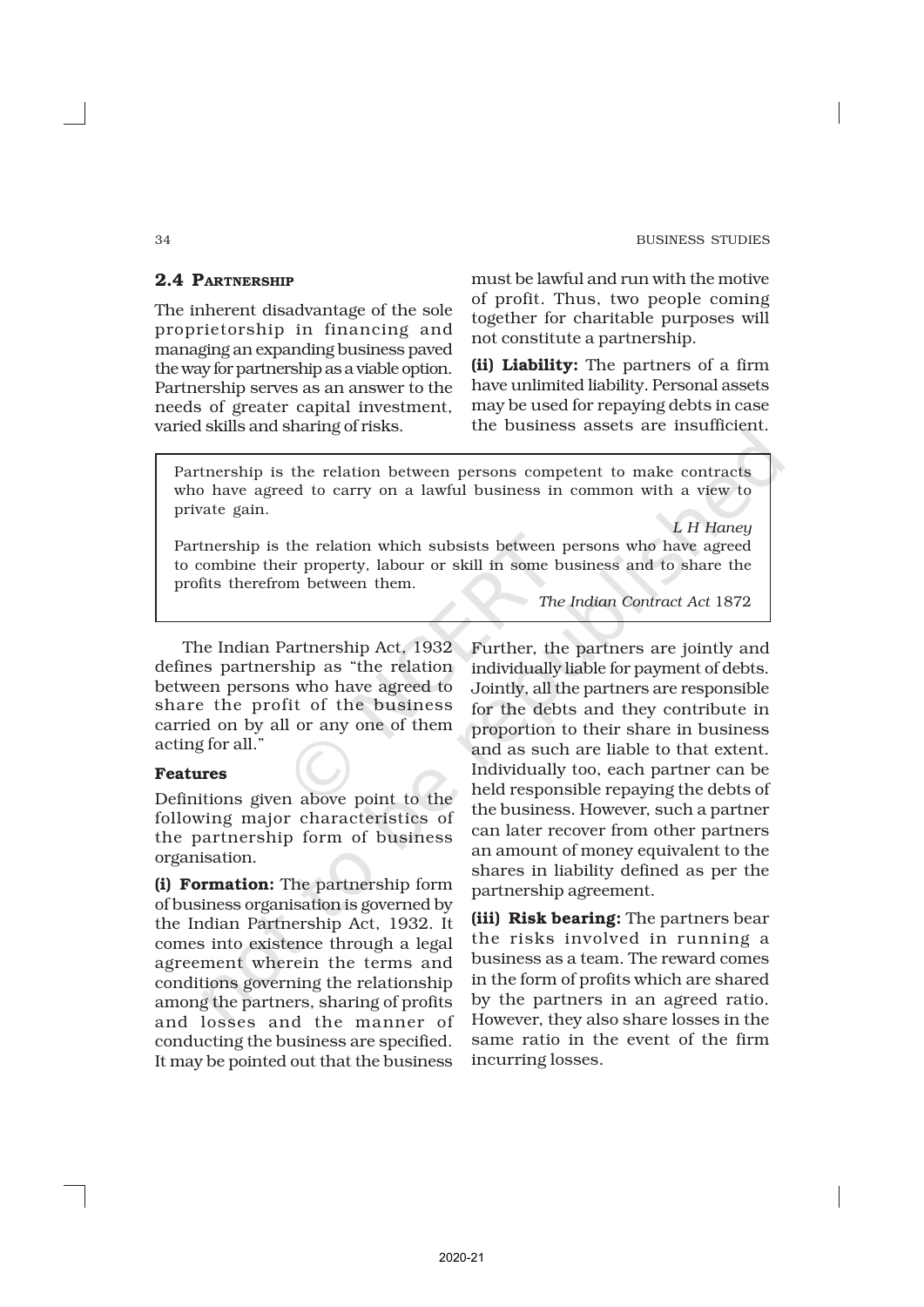## 2.4 Partnership

The inherent disadvantage of the sole proprietorship in financing and managing an expanding business paved the way for partnership as a viable option. Partnership serves as an answer to the needs of greater capital investment, varied skills and sharing of risks.

> Partnership is the relation between persons competent to make contracts who have agreed to carry on a lawful business in common with a view to private gain.
>
> *L H Haney*
>
> Partnership is the relation which subsists between persons who have agreed to combine their property, labour or skill in some business and to share the profits therefrom between them.
>
> *The Indian Contract Act* 1872

The Indian Partnership Act, 1932 defines partnership as "the relation between persons who have agreed to share the profit of the business carried on by all or any one of them acting for all."

### Features

Definitions given above point to the following major characteristics of the partnership form of business organisation.

**(i) Formation:** The partnership form of business organisation is governed by the Indian Partnership Act, 1932. It comes into existence through a legal agreement wherein the terms and conditions governing the relationship among the partners, sharing of profits and losses and the manner of conducting the business are specified. It may be pointed out that the business must be lawful and run with the motive of profit. Thus, two people coming together for charitable purposes will not constitute a partnership.

**(ii) Liability:** The partners of a firm have unlimited liability. Personal assets may be used for repaying debts in case the business assets are insufficient. Further, the partners are jointly and individually liable for payment of debts. Jointly, all the partners are responsible for the debts and they contribute in proportion to their share in business and as such are liable to that extent. Individually too, each partner can be held responsible repaying the debts of the business. However, such a partner can later recover from other partners an amount of money equivalent to the shares in liability defined as per the partnership agreement.

**(iii) Risk bearing:** The partners bear the risks involved in running a business as a team. The reward comes in the form of profits which are shared by the partners in an agreed ratio. However, they also share losses in the same ratio in the event of the firm incurring losses.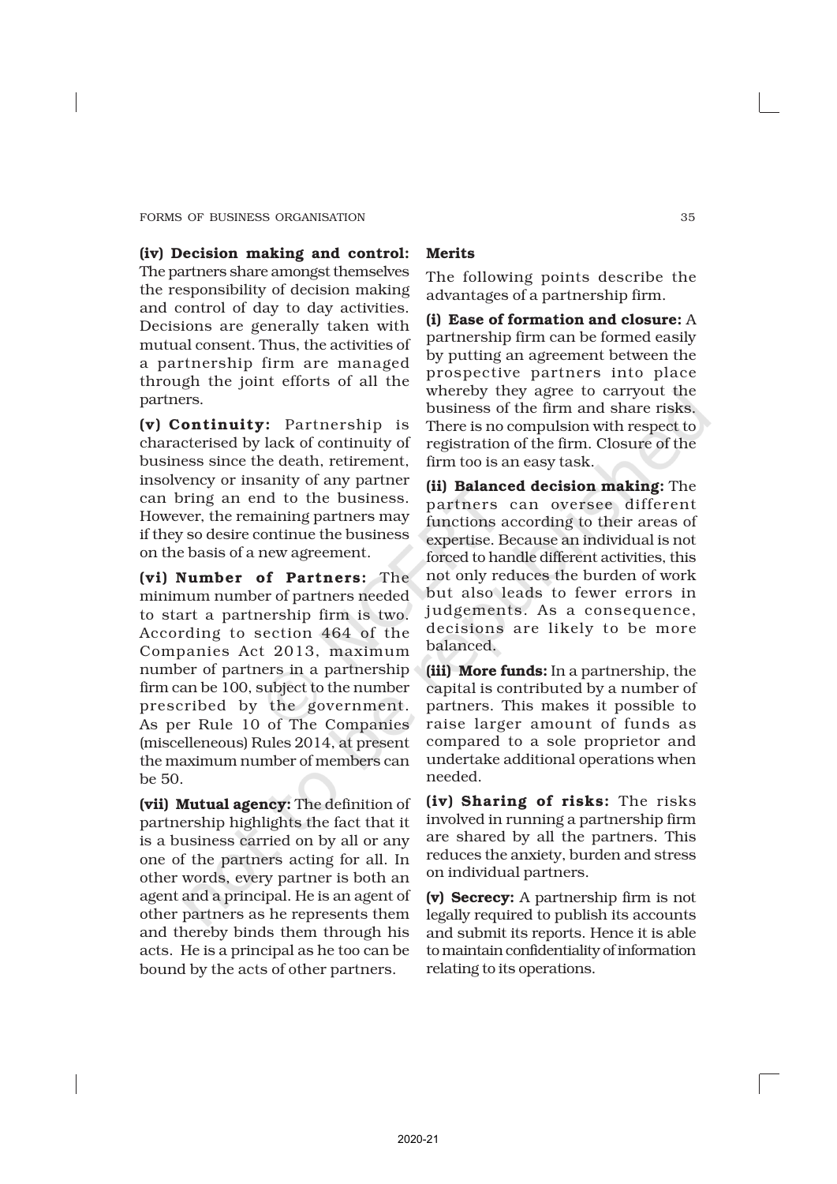**(iv) Decision making and control:** The partners share amongst themselves the responsibility of decision making and control of day to day activities. Decisions are generally taken with mutual consent. Thus, the activities of a partnership firm are managed through the joint efforts of all the partners.

**(v) Continuity:** Partnership is characterised by lack of continuity of business since the death, retirement, insolvency or insanity of any partner can bring an end to the business. However, the remaining partners may if they so desire continue the business on the basis of a new agreement.

**(vi) Number of Partners:** The minimum number of partners needed to start a partnership firm is two. According to section 464 of the Companies Act 2013, maximum number of partners in a partnership firm can be 100, subject to the number prescribed by the government. As per Rule 10 of The Companies (miscelleneous) Rules 2014, at present the maximum number of members can be 50.

**(vii) Mutual agency:** The definition of partnership highlights the fact that it is a business carried on by all or any one of the partners acting for all. In other words, every partner is both an agent and a principal. He is an agent of other partners as he represents them and thereby binds them through his acts. He is a principal as he too can be bound by the acts of other partners.

**Merits**

The following points describe the advantages of a partnership firm.

**(i) Ease of formation and closure:** A partnership firm can be formed easily by putting an agreement between the prospective partners into place whereby they agree to carryout the business of the firm and share risks. There is no compulsion with respect to registration of the firm. Closure of the firm too is an easy task.

**(ii) Balanced decision making:** The partners can oversee different functions according to their areas of expertise. Because an individual is not forced to handle different activities, this not only reduces the burden of work but also leads to fewer errors in judgements. As a consequence, decisions are likely to be more balanced.

**(iii) More funds:** In a partnership, the capital is contributed by a number of partners. This makes it possible to raise larger amount of funds as compared to a sole proprietor and undertake additional operations when needed.

**(iv) Sharing of risks:** The risks involved in running a partnership firm are shared by all the partners. This reduces the anxiety, burden and stress on individual partners.

**(v) Secrecy:** A partnership firm is not legally required to publish its accounts and submit its reports. Hence it is able to maintain confidentiality of information relating to its operations.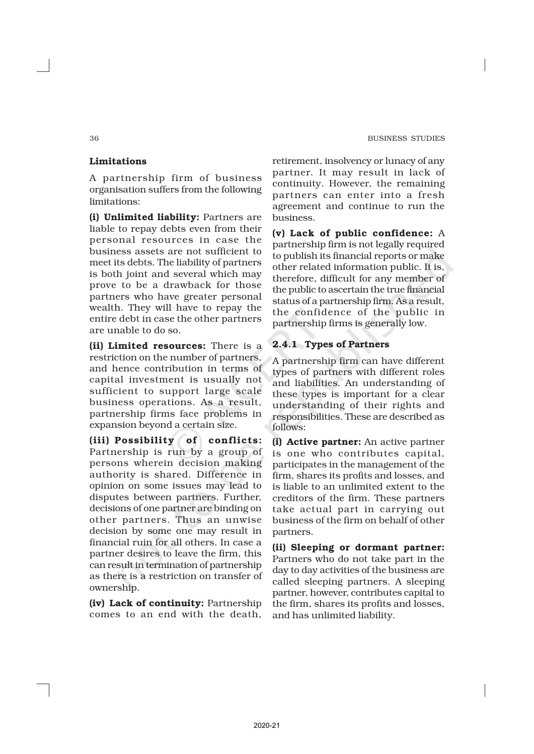### Limitations

A partnership firm of business organisation suffers from the following limitations:

**(i) Unlimited liability:** Partners are liable to repay debts even from their personal resources in case the business assets are not sufficient to meet its debts. The liability of partners is both joint and several which may prove to be a drawback for those partners who have greater personal wealth. They will have to repay the entire debt in case the other partners are unable to do so.

**(ii) Limited resources:** There is a restriction on the number of partners, and hence contribution in terms of capital investment is usually not sufficient to support large scale business operations. As a result, partnership firms face problems in expansion beyond a certain size.

**(iii) Possibility of conflicts:** Partnership is run by a group of persons wherein decision making authority is shared. Difference in opinion on some issues may lead to disputes between partners. Further, decisions of one partner are binding on other partners. Thus an unwise decision by some one may result in financial ruin for all others. In case a partner desires to leave the firm, this can result in termination of partnership as there is a restriction on transfer of ownership.

**(iv) Lack of continuity:** Partnership comes to an end with the death, retirement, insolvency or lunacy of any partner. It may result in lack of continuity. However, the remaining partners can enter into a fresh agreement and continue to run the business.

**(v) Lack of public confidence:** A partnership firm is not legally required to publish its financial reports or make other related information public. It is, therefore, difficult for any member of the public to ascertain the true financial status of a partnership firm. As a result, the confidence of the public in partnership firms is generally low.

### 2.4.1 Types of Partners

A partnership firm can have different types of partners with different roles and liabilities. An understanding of these types is important for a clear understanding of their rights and responsibilities. These are described as follows:

**(i) Active partner:** An active partner is one who contributes capital, participates in the management of the firm, shares its profits and losses, and is liable to an unlimited extent to the creditors of the firm. These partners take actual part in carrying out business of the firm on behalf of other partners.

**(ii) Sleeping or dormant partner:** Partners who do not take part in the day to day activities of the business are called sleeping partners. A sleeping partner, however, contributes capital to the firm, shares its profits and losses, and has unlimited liability.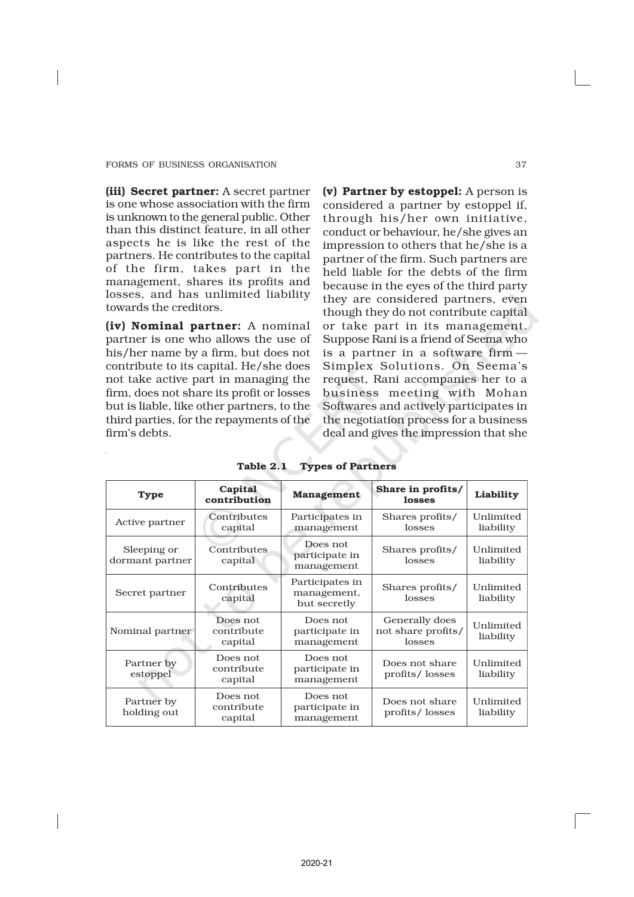**(iii) Secret partner:** A secret partner is one whose association with the firm is unknown to the general public. Other than this distinct feature, in all other aspects he is like the rest of the partners. He contributes to the capital of the firm, takes part in the management, shares its profits and losses, and has unlimited liability towards the creditors.

**(iv) Nominal partner:** A nominal partner is one who allows the use of his/her name by a firm, but does not contribute to its capital. He/she does not take active part in managing the firm, does not share its profit or losses but is liable, like other partners, to the third parties, for the repayments of the firm's debts.

**(v) Partner by estoppel:** A person is considered a partner by estoppel if, through his/her own initiative, conduct or behaviour, he/she gives an impression to others that he/she is a partner of the firm. Such partners are held liable for the debts of the firm because in the eyes of the third party they are considered partners, even though they do not contribute capital or take part in its management. Suppose Rani is a friend of Seema who is a partner in a software firm — Simplex Solutions. On Seema's request, Rani accompanies her to a business meeting with Mohan Softwares and actively participates in the negotiation process for a business deal and gives the impression that she

**Table 2.1 Types of Partners**

| Type | Capital contribution | Management | Share in profits/ losses | Liability |
|---|---|---|---|---|
| Active partner | Contributes capital | Participates in management | Shares profits/ losses | Unlimited liability |
| Sleeping or dormant partner | Contributes capital | Does not participate in management | Shares profits/ losses | Unlimited liability |
| Secret partner | Contributes capital | Participates in management, but secretly | Shares profits/ losses | Unlimited liability |
| Nominal partner | Does not contribute capital | Does not participate in management | Generally does not share profits/ losses | Unlimited liability |
| Partner by estoppel | Does not contribute capital | Does not participate in management | Does not share profits/ losses | Unlimited liability |
| Partner by holding out | Does not contribute capital | Does not participate in management | Does not share profits/ losses | Unlimited liability |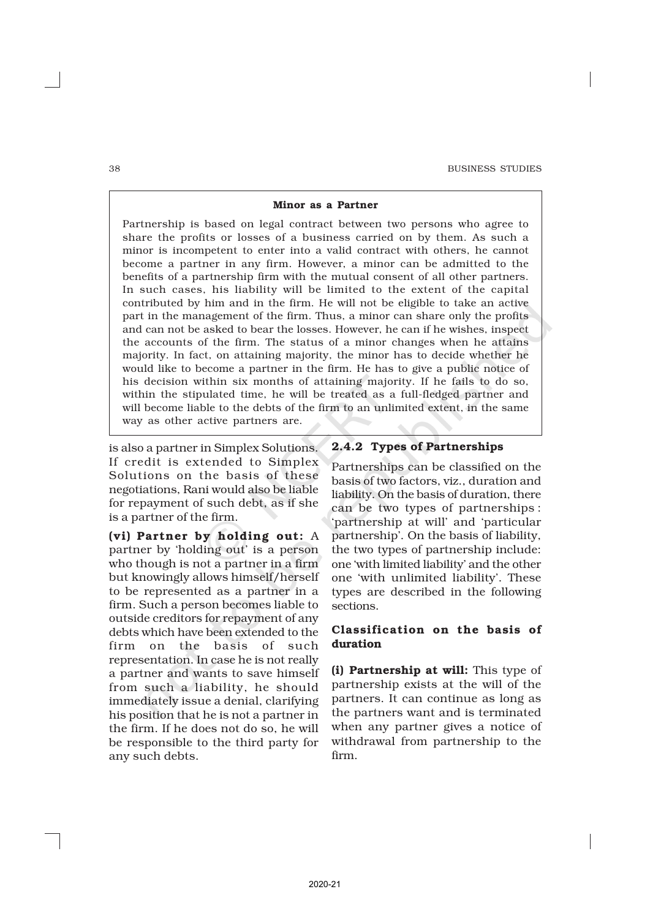**Minor as a Partner**

Partnership is based on legal contract between two persons who agree to share the profits or losses of a business carried on by them. As such a minor is incompetent to enter into a valid contract with others, he cannot become a partner in any firm. However, a minor can be admitted to the benefits of a partnership firm with the mutual consent of all other partners. In such cases, his liability will be limited to the extent of the capital contributed by him and in the firm. He will not be eligible to take an active part in the management of the firm. Thus, a minor can share only the profits and can not be asked to bear the losses. However, he can if he wishes, inspect the accounts of the firm. The status of a minor changes when he attains majority. In fact, on attaining majority, the minor has to decide whether he would like to become a partner in the firm. He has to give a public notice of his decision within six months of attaining majority. If he fails to do so, within the stipulated time, he will be treated as a full-fledged partner and will become liable to the debts of the firm to an unlimited extent, in the same way as other active partners are.

is also a partner in Simplex Solutions. If credit is extended to Simplex Solutions on the basis of these negotiations, Rani would also be liable for repayment of such debt, as if she is a partner of the firm.

**(vi) Partner by holding out:** A partner by 'holding out' is a person who though is not a partner in a firm but knowingly allows himself/herself to be represented as a partner in a firm. Such a person becomes liable to outside creditors for repayment of any debts which have been extended to the firm on the basis of such representation. In case he is not really a partner and wants to save himself from such a liability, he should immediately issue a denial, clarifying his position that he is not a partner in the firm. If he does not do so, he will be responsible to the third party for any such debts.

### 2.4.2 Types of Partnerships

Partnerships can be classified on the basis of two factors, viz., duration and liability. On the basis of duration, there can be two types of partnerships : 'partnership at will' and 'particular partnership'. On the basis of liability, the two types of partnership include: one 'with limited liability' and the other one 'with unlimited liability'. These types are described in the following sections.

#### Classification on the basis of duration

**(i) Partnership at will:** This type of partnership exists at the will of the partners. It can continue as long as the partners want and is terminated when any partner gives a notice of withdrawal from partnership to the firm.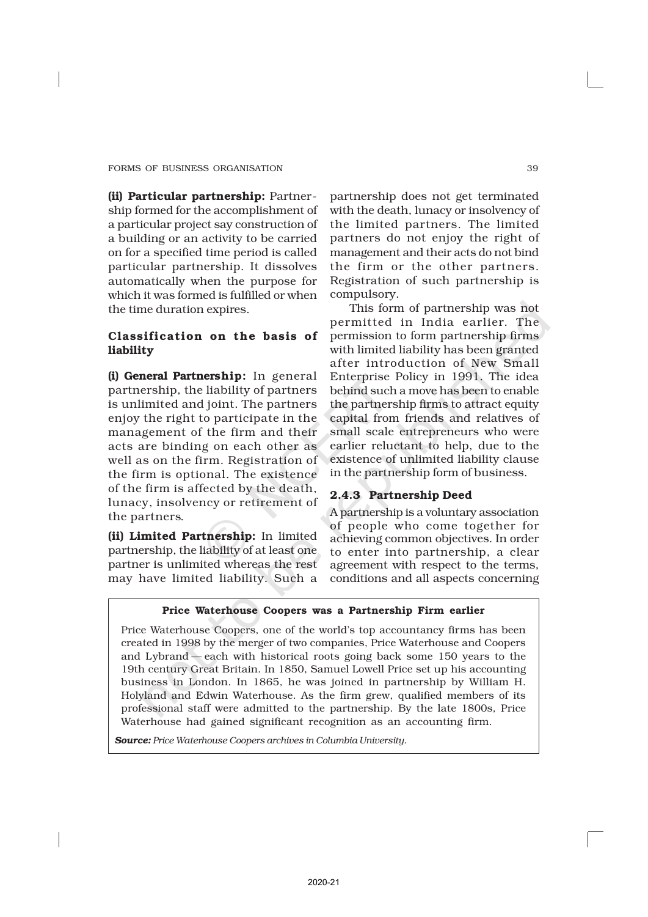**(ii) Particular partnership:** Partnership formed for the accomplishment of a particular project say construction of a building or an activity to be carried on for a specified time period is called particular partnership. It dissolves automatically when the purpose for which it was formed is fulfilled or when the time duration expires.

**Classification on the basis of liability**

**(i) General Partnership:** In general partnership, the liability of partners is unlimited and joint. The partners enjoy the right to participate in the management of the firm and their acts are binding on each other as well as on the firm. Registration of the firm is optional. The existence of the firm is affected by the death, lunacy, insolvency or retirement of the partners.

**(ii) Limited Partnership:** In limited partnership, the liability of at least one partner is unlimited whereas the rest may have limited liability. Such a partnership does not get terminated with the death, lunacy or insolvency of the limited partners. The limited partners do not enjoy the right of management and their acts do not bind the firm or the other partners. Registration of such partnership is compulsory.

This form of partnership was not permitted in India earlier. The permission to form partnership firms with limited liability has been granted after introduction of New Small Enterprise Policy in 1991. The idea behind such a move has been to enable the partnership firms to attract equity capital from friends and relatives of small scale entrepreneurs who were earlier reluctant to help, due to the existence of unlimited liability clause in the partnership form of business.

### 2.4.3 Partnership Deed

A partnership is a voluntary association of people who come together for achieving common objectives. In order to enter into partnership, a clear agreement with respect to the terms, conditions and all aspects concerning

**Price Waterhouse Coopers was a Partnership Firm earlier**

Price Waterhouse Coopers, one of the world's top accountancy firms has been created in 1998 by the merger of two companies, Price Waterhouse and Coopers and Lybrand — each with historical roots going back some 150 years to the 19th century Great Britain. In 1850, Samuel Lowell Price set up his accounting business in London. In 1865, he was joined in partnership by William H. Holyland and Edwin Waterhouse. As the firm grew, qualified members of its professional staff were admitted to the partnership. By the late 1800s, Price Waterhouse had gained significant recognition as an accounting firm.

***Source:*** *Price Waterhouse Coopers archives in Columbia University.*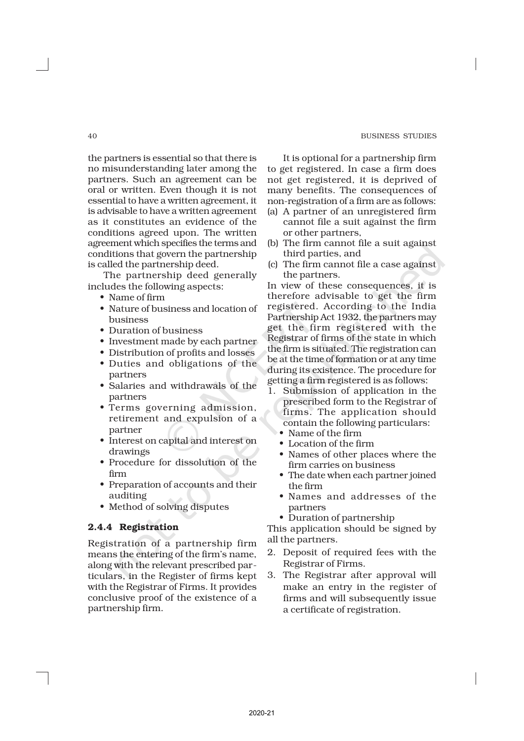the partners is essential so that there is no misunderstanding later among the partners. Such an agreement can be oral or written. Even though it is not essential to have a written agreement, it is advisable to have a written agreement as it constitutes an evidence of the conditions agreed upon. The written agreement which specifies the terms and conditions that govern the partnership is called the partnership deed.

The partnership deed generally includes the following aspects:

- Name of firm
- Nature of business and location of business
- Duration of business
- Investment made by each partner
- Distribution of profits and losses
- Duties and obligations of the partners
- Salaries and withdrawals of the partners
- Terms governing admission, retirement and expulsion of a partner
- Interest on capital and interest on drawings
- Procedure for dissolution of the firm
- Preparation of accounts and their auditing
- Method of solving disputes

### 2.4.4 Registration

Registration of a partnership firm means the entering of the firm's name, along with the relevant prescribed particulars, in the Register of firms kept with the Registrar of Firms. It provides conclusive proof of the existence of a partnership firm.

It is optional for a partnership firm to get registered. In case a firm does not get registered, it is deprived of many benefits. The consequences of non-registration of a firm are as follows:

(a) A partner of an unregistered firm cannot file a suit against the firm or other partners,
(b) The firm cannot file a suit against third parties, and
(c) The firm cannot file a case against the partners.

In view of these consequences, it is therefore advisable to get the firm registered. According to the India Partnership Act 1932, the partners may get the firm registered with the Registrar of firms of the state in which the firm is situated. The registration can be at the time of formation or at any time during its existence. The procedure for getting a firm registered is as follows:

1. Submission of application in the prescribed form to the Registrar of firms. The application should contain the following particulars:
   - Name of the firm
   - Location of the firm
   - Names of other places where the firm carries on business
   - The date when each partner joined the firm
   - Names and addresses of the partners
   - Duration of partnership

This application should be signed by all the partners.

2. Deposit of required fees with the Registrar of Firms.
3. The Registrar after approval will make an entry in the register of firms and will subsequently issue a certificate of registration.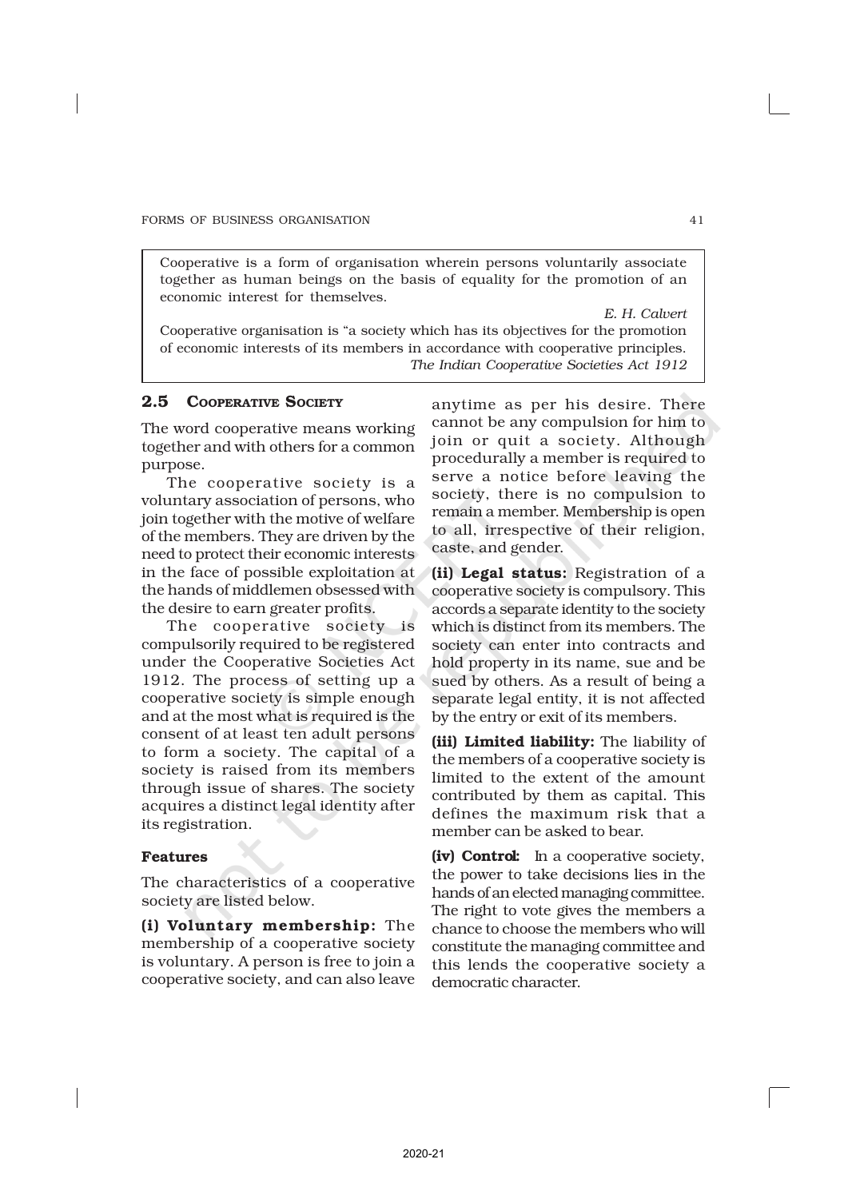> Cooperative is a form of organisation wherein persons voluntarily associate together as human beings on the basis of equality for the promotion of an economic interest for themselves.
>
> *E. H. Calvert*
>
> Cooperative organisation is "a society which has its objectives for the promotion of economic interests of its members in accordance with cooperative principles.
>
> *The Indian Cooperative Societies Act 1912*

## 2.5 Cooperative Society

The word cooperative means working together and with others for a common purpose.

The cooperative society is a voluntary association of persons, who join together with the motive of welfare of the members. They are driven by the need to protect their economic interests in the face of possible exploitation at the hands of middlemen obsessed with the desire to earn greater profits.

The cooperative society is compulsorily required to be registered under the Cooperative Societies Act 1912. The process of setting up a cooperative society is simple enough and at the most what is required is the consent of at least ten adult persons to form a society. The capital of a society is raised from its members through issue of shares. The society acquires a distinct legal identity after its registration.

### Features

The characteristics of a cooperative society are listed below.

**(i) Voluntary membership:** The membership of a cooperative society is voluntary. A person is free to join a cooperative society, and can also leave anytime as per his desire. There cannot be any compulsion for him to join or quit a society. Although procedurally a member is required to serve a notice before leaving the society, there is no compulsion to remain a member. Membership is open to all, irrespective of their religion, caste, and gender.

**(ii) Legal status:** Registration of a cooperative society is compulsory. This accords a separate identity to the society which is distinct from its members. The society can enter into contracts and hold property in its name, sue and be sued by others. As a result of being a separate legal entity, it is not affected by the entry or exit of its members.

**(iii) Limited liability:** The liability of the members of a cooperative society is limited to the extent of the amount contributed by them as capital. This defines the maximum risk that a member can be asked to bear.

**(iv) Control:** In a cooperative society, the power to take decisions lies in the hands of an elected managing committee. The right to vote gives the members a chance to choose the members who will constitute the managing committee and this lends the cooperative society a democratic character.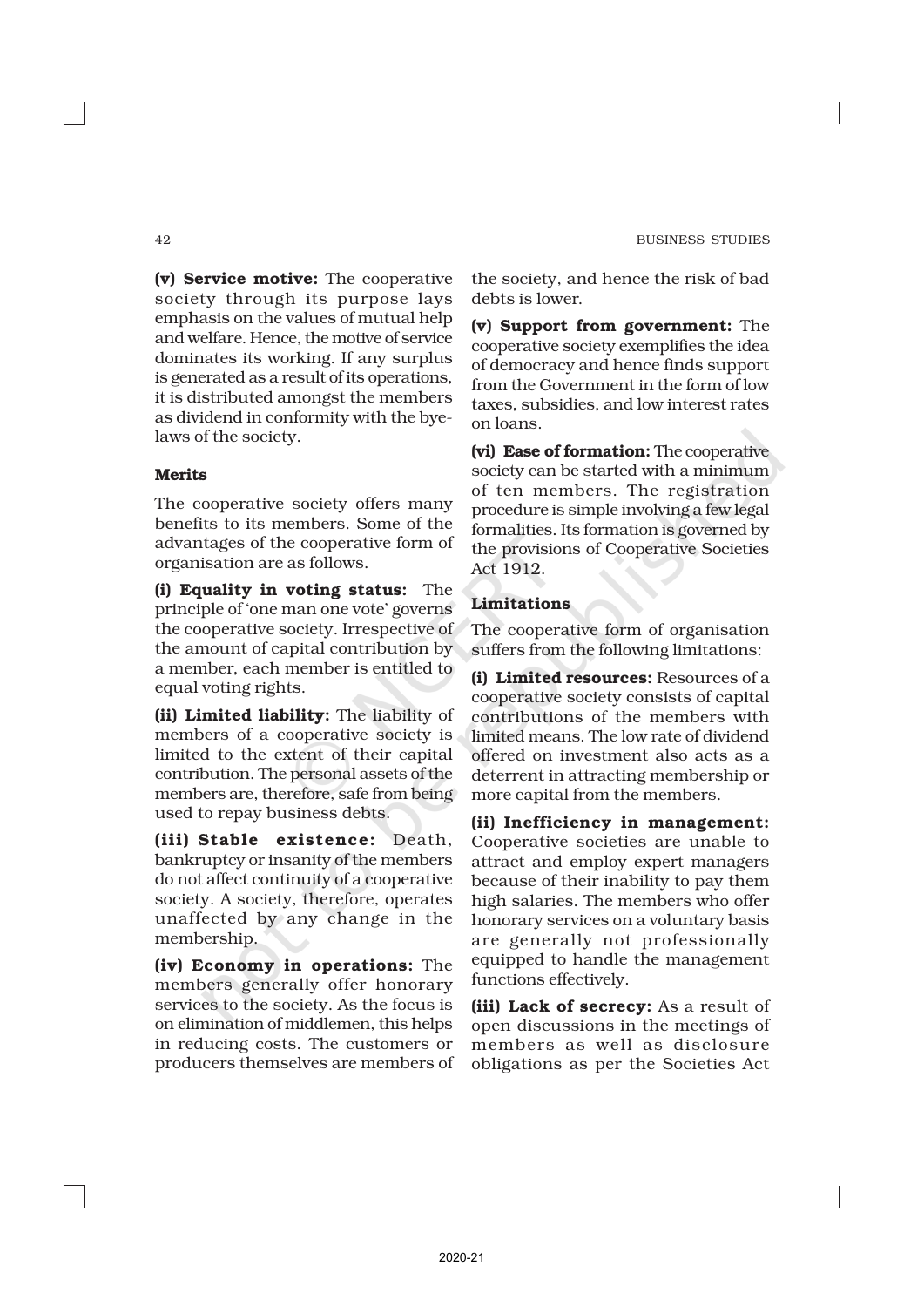**(v) Service motive:** The cooperative society through its purpose lays emphasis on the values of mutual help and welfare. Hence, the motive of service dominates its working. If any surplus is generated as a result of its operations, it is distributed amongst the members as dividend in conformity with the bye-laws of the society.

### Merits

The cooperative society offers many benefits to its members. Some of the advantages of the cooperative form of organisation are as follows.

**(i) Equality in voting status:** The principle of 'one man one vote' governs the cooperative society. Irrespective of the amount of capital contribution by a member, each member is entitled to equal voting rights.

**(ii) Limited liability:** The liability of members of a cooperative society is limited to the extent of their capital contribution. The personal assets of the members are, therefore, safe from being used to repay business debts.

**(iii) Stable existence:** Death, bankruptcy or insanity of the members do not affect continuity of a cooperative society. A society, therefore, operates unaffected by any change in the membership.

**(iv) Economy in operations:** The members generally offer honorary services to the society. As the focus is on elimination of middlemen, this helps in reducing costs. The customers or producers themselves are members of the society, and hence the risk of bad debts is lower.

**(v) Support from government:** The cooperative society exemplifies the idea of democracy and hence finds support from the Government in the form of low taxes, subsidies, and low interest rates on loans.

**(vi) Ease of formation:** The cooperative society can be started with a minimum of ten members. The registration procedure is simple involving a few legal formalities. Its formation is governed by the provisions of Cooperative Societies Act 1912.

### Limitations

The cooperative form of organisation suffers from the following limitations:

**(i) Limited resources:** Resources of a cooperative society consists of capital contributions of the members with limited means. The low rate of dividend offered on investment also acts as a deterrent in attracting membership or more capital from the members.

**(ii) Inefficiency in management:** Cooperative societies are unable to attract and employ expert managers because of their inability to pay them high salaries. The members who offer honorary services on a voluntary basis are generally not professionally equipped to handle the management functions effectively.

**(iii) Lack of secrecy:** As a result of open discussions in the meetings of members as well as disclosure obligations as per the Societies Act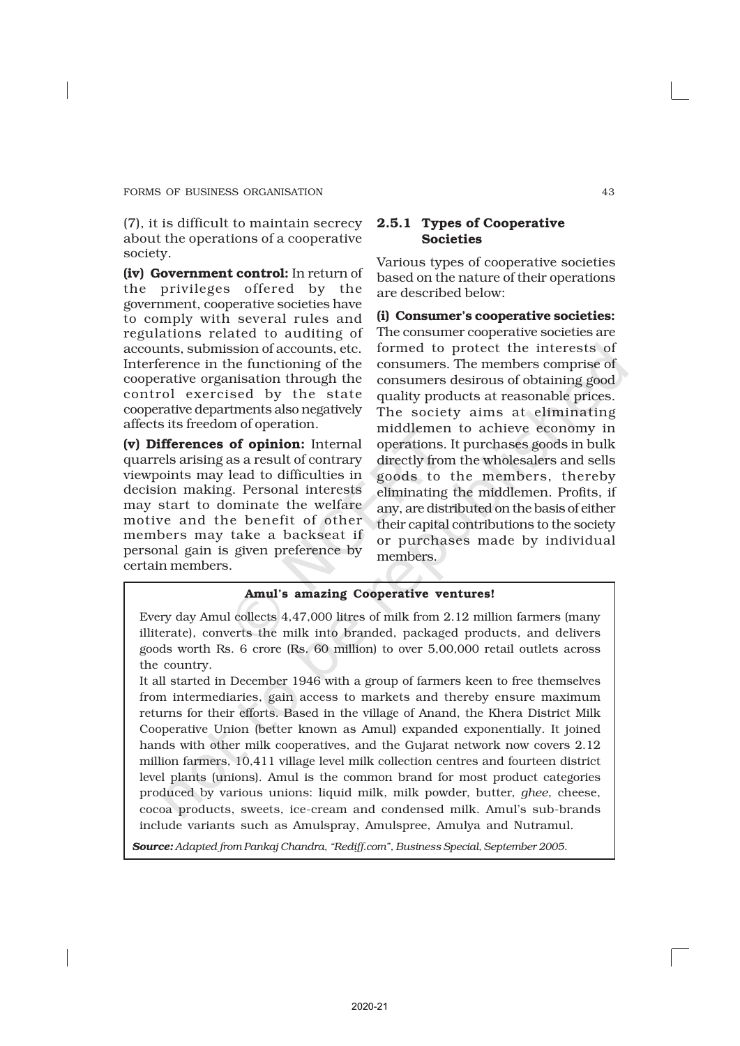(7), it is difficult to maintain secrecy about the operations of a cooperative society.

**(iv) Government control:** In return of the privileges offered by the government, cooperative societies have to comply with several rules and regulations related to auditing of accounts, submission of accounts, etc. Interference in the functioning of the cooperative organisation through the control exercised by the state cooperative departments also negatively affects its freedom of operation.

**(v) Differences of opinion:** Internal quarrels arising as a result of contrary viewpoints may lead to difficulties in decision making. Personal interests may start to dominate the welfare motive and the benefit of other members may take a backseat if personal gain is given preference by certain members.

### 2.5.1 Types of Cooperative Societies

Various types of cooperative societies based on the nature of their operations are described below:

**(i) Consumer's cooperative societies:** The consumer cooperative societies are formed to protect the interests of consumers. The members comprise of consumers desirous of obtaining good quality products at reasonable prices. The society aims at eliminating middlemen to achieve economy in operations. It purchases goods in bulk directly from the wholesalers and sells goods to the members, thereby eliminating the middlemen. Profits, if any, are distributed on the basis of either their capital contributions to the society or purchases made by individual members.

**Amul's amazing Cooperative ventures!**

Every day Amul collects 4,47,000 litres of milk from 2.12 million farmers (many illiterate), converts the milk into branded, packaged products, and delivers goods worth Rs. 6 crore (Rs. 60 million) to over 5,00,000 retail outlets across the country.

It all started in December 1946 with a group of farmers keen to free themselves from intermediaries, gain access to markets and thereby ensure maximum returns for their efforts. Based in the village of Anand, the Khera District Milk Cooperative Union (better known as Amul) expanded exponentially. It joined hands with other milk cooperatives, and the Gujarat network now covers 2.12 million farmers, 10,411 village level milk collection centres and fourteen district level plants (unions). Amul is the common brand for most product categories produced by various unions: liquid milk, milk powder, butter, *ghee*, cheese, cocoa products, sweets, ice-cream and condensed milk. Amul's sub-brands include variants such as Amulspray, Amulspree, Amulya and Nutramul.

***Source:*** *Adapted from Pankaj Chandra, "Rediff.com", Business Special, September 2005.*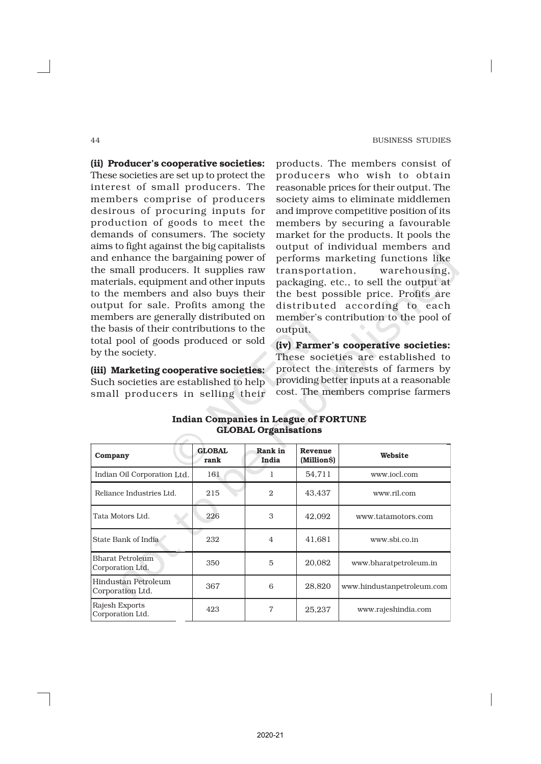**(ii) Producer's cooperative societies:** These societies are set up to protect the interest of small producers. The members comprise of producers desirous of procuring inputs for production of goods to meet the demands of consumers. The society aims to fight against the big capitalists and enhance the bargaining power of the small producers. It supplies raw materials, equipment and other inputs to the members and also buys their output for sale. Profits among the members are generally distributed on the basis of their contributions to the total pool of goods produced or sold by the society.

**(iii) Marketing cooperative societies:** Such societies are established to help small producers in selling their products. The members consist of producers who wish to obtain reasonable prices for their output. The society aims to eliminate middlemen and improve competitive position of its members by securing a favourable market for the products. It pools the output of individual members and performs marketing functions like transportation, warehousing, packaging, etc., to sell the output at the best possible price. Profits are distributed according to each member's contribution to the pool of output.

**(iv) Farmer's cooperative societies:** These societies are established to protect the interests of farmers by providing better inputs at a reasonable cost. The members comprise farmers

**Indian Companies in League of FORTUNE GLOBAL Organisations**

| Company | GLOBAL rank | Rank in India | Revenue (Million$) | Website |
|---|---|---|---|---|
| Indian Oil Corporation Ltd. | 161 | 1 | 54,711 | www.iocl.com |
| Reliance Industries Ltd. | 215 | 2 | 43,437 | www.ril.com |
| Tata Motors Ltd. | 226 | 3 | 42,092 | www.tatamotors.com |
| State Bank of India | 232 | 4 | 41,681 | www.sbi.co.in |
| Bharat Petroleum Corporation Ltd. | 350 | 5 | 20,082 | www.bharatpetroleum.in |
| Hindustan Petroleum Corporation Ltd. | 367 | 6 | 28,820 | www.hindustanpetroleum.com |
| Rajesh Exports Corporation Ltd. | 423 | 7 | 25,237 | www.rajeshindia.com |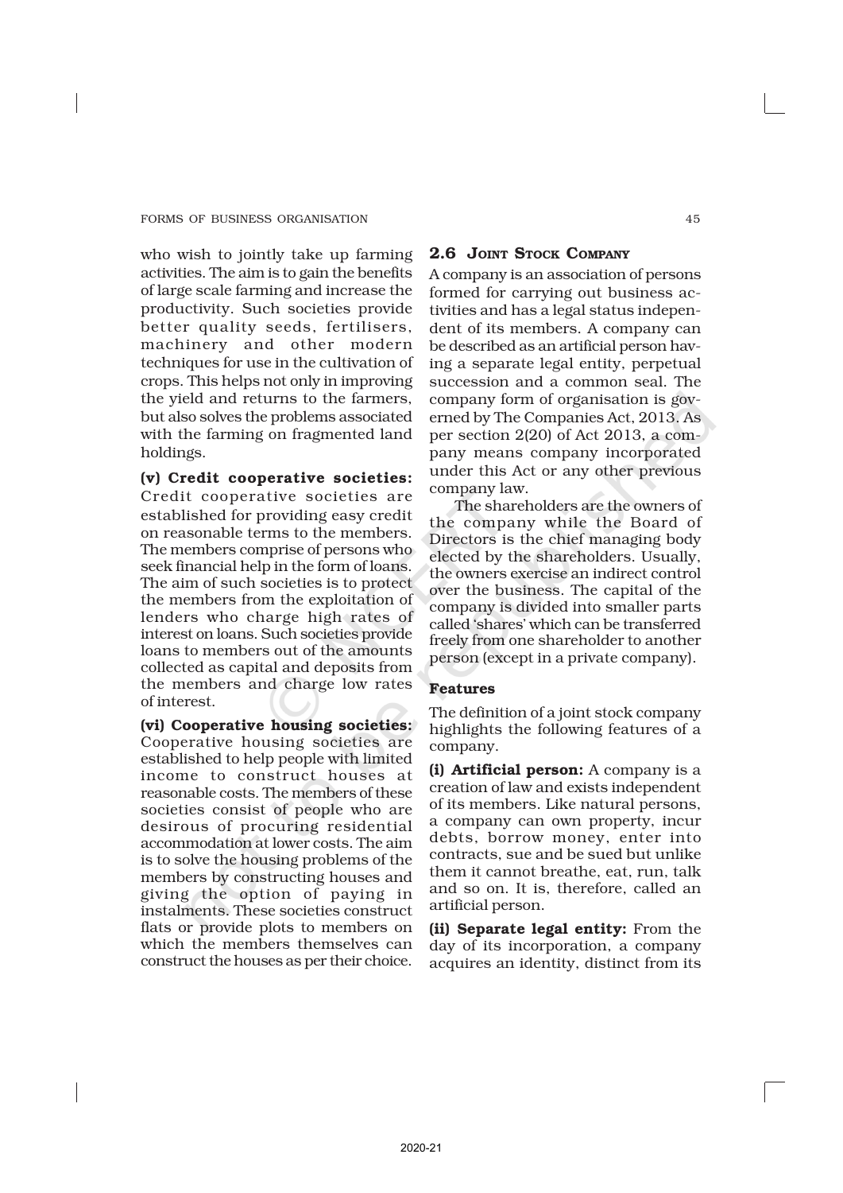who wish to jointly take up farming activities. The aim is to gain the benefits of large scale farming and increase the productivity. Such societies provide better quality seeds, fertilisers, machinery and other modern techniques for use in the cultivation of crops. This helps not only in improving the yield and returns to the farmers, but also solves the problems associated with the farming on fragmented land holdings.

**(v) Credit cooperative societies:** Credit cooperative societies are established for providing easy credit on reasonable terms to the members. The members comprise of persons who seek financial help in the form of loans. The aim of such societies is to protect the members from the exploitation of lenders who charge high rates of interest on loans. Such societies provide loans to members out of the amounts collected as capital and deposits from the members and charge low rates of interest.

**(vi) Cooperative housing societies:** Cooperative housing societies are established to help people with limited income to construct houses at reasonable costs. The members of these societies consist of people who are desirous of procuring residential accommodation at lower costs. The aim is to solve the housing problems of the members by constructing houses and giving the option of paying in instalments. These societies construct flats or provide plots to members on which the members themselves can construct the houses as per their choice.

## 2.6 Joint Stock Company

A company is an association of persons formed for carrying out business activities and has a legal status independent of its members. A company can be described as an artificial person having a separate legal entity, perpetual succession and a common seal. The company form of organisation is governed by The Companies Act, 2013. As per section 2(20) of Act 2013, a company means company incorporated under this Act or any other previous company law.

The shareholders are the owners of the company while the Board of Directors is the chief managing body elected by the shareholders. Usually, the owners exercise an indirect control over the business. The capital of the company is divided into smaller parts called 'shares' which can be transferred freely from one shareholder to another person (except in a private company).

### Features

The definition of a joint stock company highlights the following features of a company.

**(i) Artificial person:** A company is a creation of law and exists independent of its members. Like natural persons, a company can own property, incur debts, borrow money, enter into contracts, sue and be sued but unlike them it cannot breathe, eat, run, talk and so on. It is, therefore, called an artificial person.

**(ii) Separate legal entity:** From the day of its incorporation, a company acquires an identity, distinct from its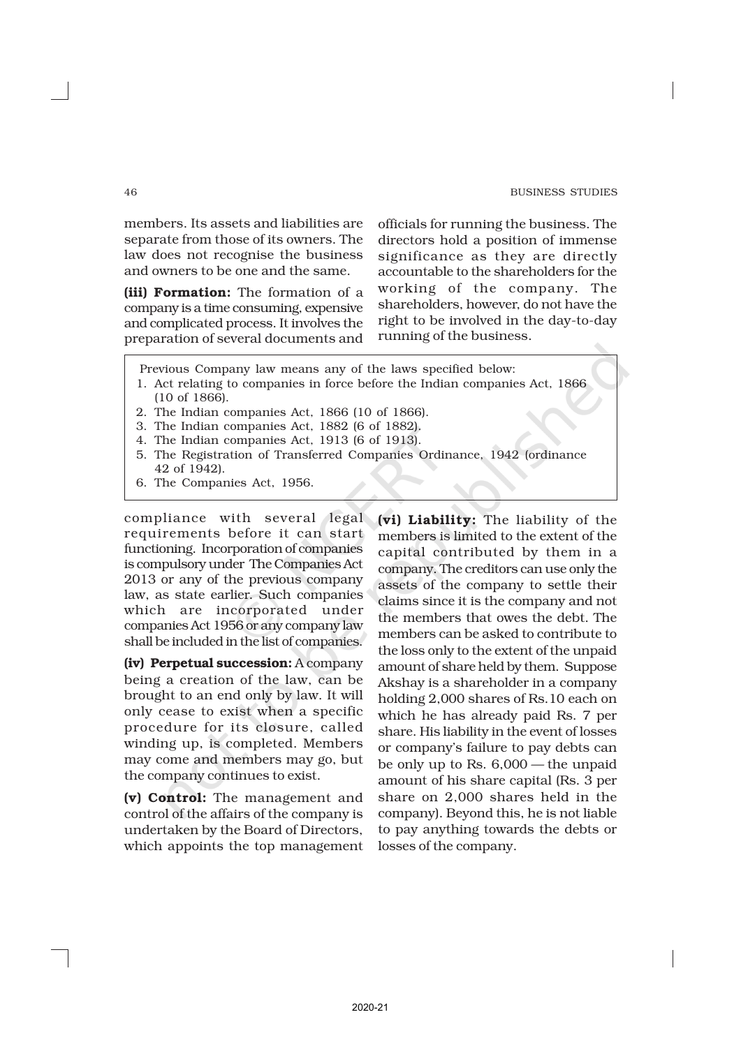members. Its assets and liabilities are separate from those of its owners. The law does not recognise the business and owners to be one and the same.

**(iii) Formation:** The formation of a company is a time consuming, expensive and complicated process. It involves the preparation of several documents and compliance with several legal requirements before it can start functioning. Incorporation of companies is compulsory under The Companies Act 2013 or any of the previous company law, as state earlier. Such companies which are incorporated under companies Act 1956 or any company law shall be included in the list of companies.

> Previous Company law means any of the laws specified below:
> 1. Act relating to companies in force before the Indian companies Act, 1866 (10 of 1866).
> 2. The Indian companies Act, 1866 (10 of 1866).
> 3. The Indian companies Act, 1882 (6 of 1882).
> 4. The Indian companies Act, 1913 (6 of 1913).
> 5. The Registration of Transferred Companies Ordinance, 1942 (ordinance 42 of 1942).
> 6. The Companies Act, 1956.

**(iv) Perpetual succession:** A company being a creation of the law, can be brought to an end only by law. It will only cease to exist when a specific procedure for its closure, called winding up, is completed. Members may come and members may go, but the company continues to exist.

**(v) Control:** The management and control of the affairs of the company is undertaken by the Board of Directors, which appoints the top management officials for running the business. The directors hold a position of immense significance as they are directly accountable to the shareholders for the working of the company. The shareholders, however, do not have the right to be involved in the day-to-day running of the business.

**(vi) Liability:** The liability of the members is limited to the extent of the capital contributed by them in a company. The creditors can use only the assets of the company to settle their claims since it is the company and not the members that owes the debt. The members can be asked to contribute to the loss only to the extent of the unpaid amount of share held by them. Suppose Akshay is a shareholder in a company holding 2,000 shares of Rs.10 each on which he has already paid Rs. 7 per share. His liability in the event of losses or company's failure to pay debts can be only up to Rs. 6,000 — the unpaid amount of his share capital (Rs. 3 per share on 2,000 shares held in the company). Beyond this, he is not liable to pay anything towards the debts or losses of the company.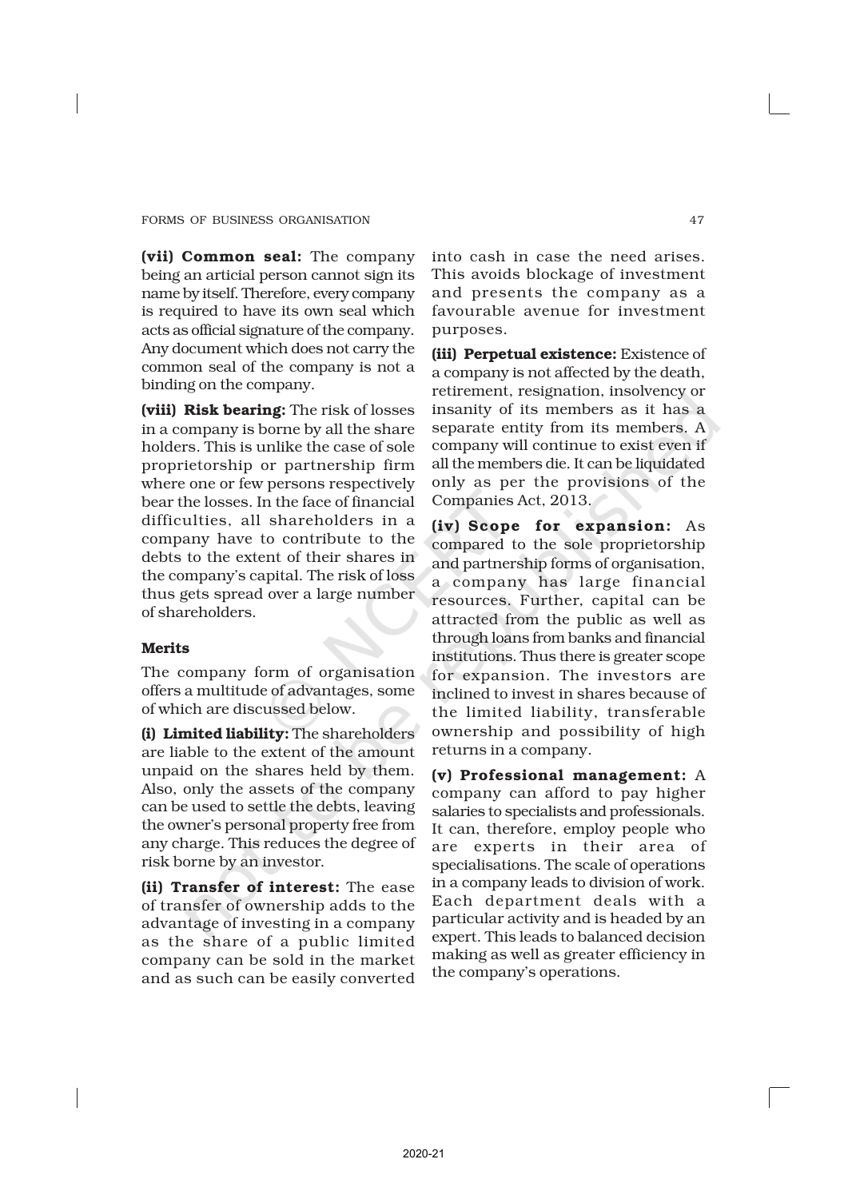**(vii) Common seal:** The company being an articial person cannot sign its name by itself. Therefore, every company is required to have its own seal which acts as official signature of the company. Any document which does not carry the common seal of the company is not a binding on the company.

**(viii) Risk bearing:** The risk of losses in a company is borne by all the share holders. This is unlike the case of sole proprietorship or partnership firm where one or few persons respectively bear the losses. In the face of financial difficulties, all shareholders in a company have to contribute to the debts to the extent of their shares in the company's capital. The risk of loss thus gets spread over a large number of shareholders.

#### Merits

The company form of organisation offers a multitude of advantages, some of which are discussed below.

**(i) Limited liability:** The shareholders are liable to the extent of the amount unpaid on the shares held by them. Also, only the assets of the company can be used to settle the debts, leaving the owner's personal property free from any charge. This reduces the degree of risk borne by an investor.

**(ii) Transfer of interest:** The ease of transfer of ownership adds to the advantage of investing in a company as the share of a public limited company can be sold in the market and as such can be easily converted into cash in case the need arises. This avoids blockage of investment and presents the company as a favourable avenue for investment purposes.

**(iii) Perpetual existence:** Existence of a company is not affected by the death, retirement, resignation, insolvency or insanity of its members as it has a separate entity from its members. A company will continue to exist even if all the members die. It can be liquidated only as per the provisions of the Companies Act, 2013.

**(iv) Scope for expansion:** As compared to the sole proprietorship and partnership forms of organisation, a company has large financial resources. Further, capital can be attracted from the public as well as through loans from banks and financial institutions. Thus there is greater scope for expansion. The investors are inclined to invest in shares because of the limited liability, transferable ownership and possibility of high returns in a company.

**(v) Professional management:** A company can afford to pay higher salaries to specialists and professionals. It can, therefore, employ people who are experts in their area of specialisations. The scale of operations in a company leads to division of work. Each department deals with a particular activity and is headed by an expert. This leads to balanced decision making as well as greater efficiency in the company's operations.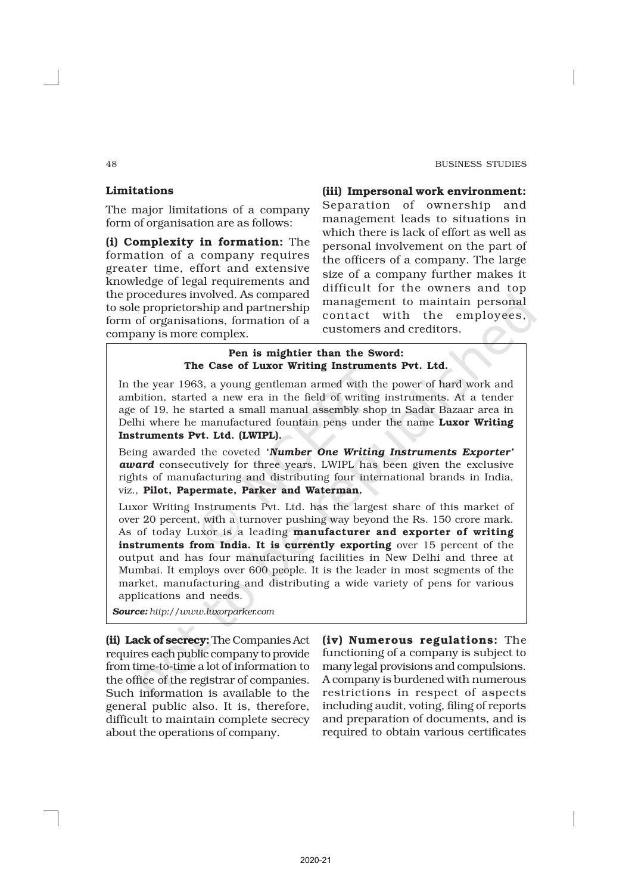### Limitations

The major limitations of a company form of organisation are as follows:

**(i) Complexity in formation:** The formation of a company requires greater time, effort and extensive knowledge of legal requirements and the procedures involved. As compared to sole proprietorship and partnership form of organisations, formation of a company is more complex.

**(iii) Impersonal work environment:** Separation of ownership and management leads to situations in which there is lack of effort as well as personal involvement on the part of the officers of a company. The large size of a company further makes it difficult for the owners and top management to maintain personal contact with the employees, customers and creditors.

**Pen is mightier than the Sword: The Case of Luxor Writing Instruments Pvt. Ltd.**

In the year 1963, a young gentleman armed with the power of hard work and ambition, started a new era in the field of writing instruments. At a tender age of 19, he started a small manual assembly shop in Sadar Bazaar area in Delhi where he manufactured fountain pens under the name **Luxor Writing Instruments Pvt. Ltd. (LWIPL).**

Being awarded the coveted ***'Number One Writing Instruments Exporter' award*** consecutively for three years, LWIPL has been given the exclusive rights of manufacturing and distributing four international brands in India, viz., **Pilot, Papermate, Parker and Waterman.**

Luxor Writing Instruments Pvt. Ltd. has the largest share of this market of over 20 percent, with a turnover pushing way beyond the Rs. 150 crore mark. As of today Luxor is a leading **manufacturer and exporter of writing instruments from India. It is currently exporting** over 15 percent of the output and has four manufacturing facilities in New Delhi and three at Mumbai. It employs over 600 people. It is the leader in most segments of the market, manufacturing and distributing a wide variety of pens for various applications and needs.

***Source:*** *http://www.luxorparker.com*

**(ii) Lack of secrecy:** The Companies Act requires each public company to provide from time-to-time a lot of information to the office of the registrar of companies. Such information is available to the general public also. It is, therefore, difficult to maintain complete secrecy about the operations of company.

**(iv) Numerous regulations:** The functioning of a company is subject to many legal provisions and compulsions. A company is burdened with numerous restrictions in respect of aspects including audit, voting, filing of reports and preparation of documents, and is required to obtain various certificates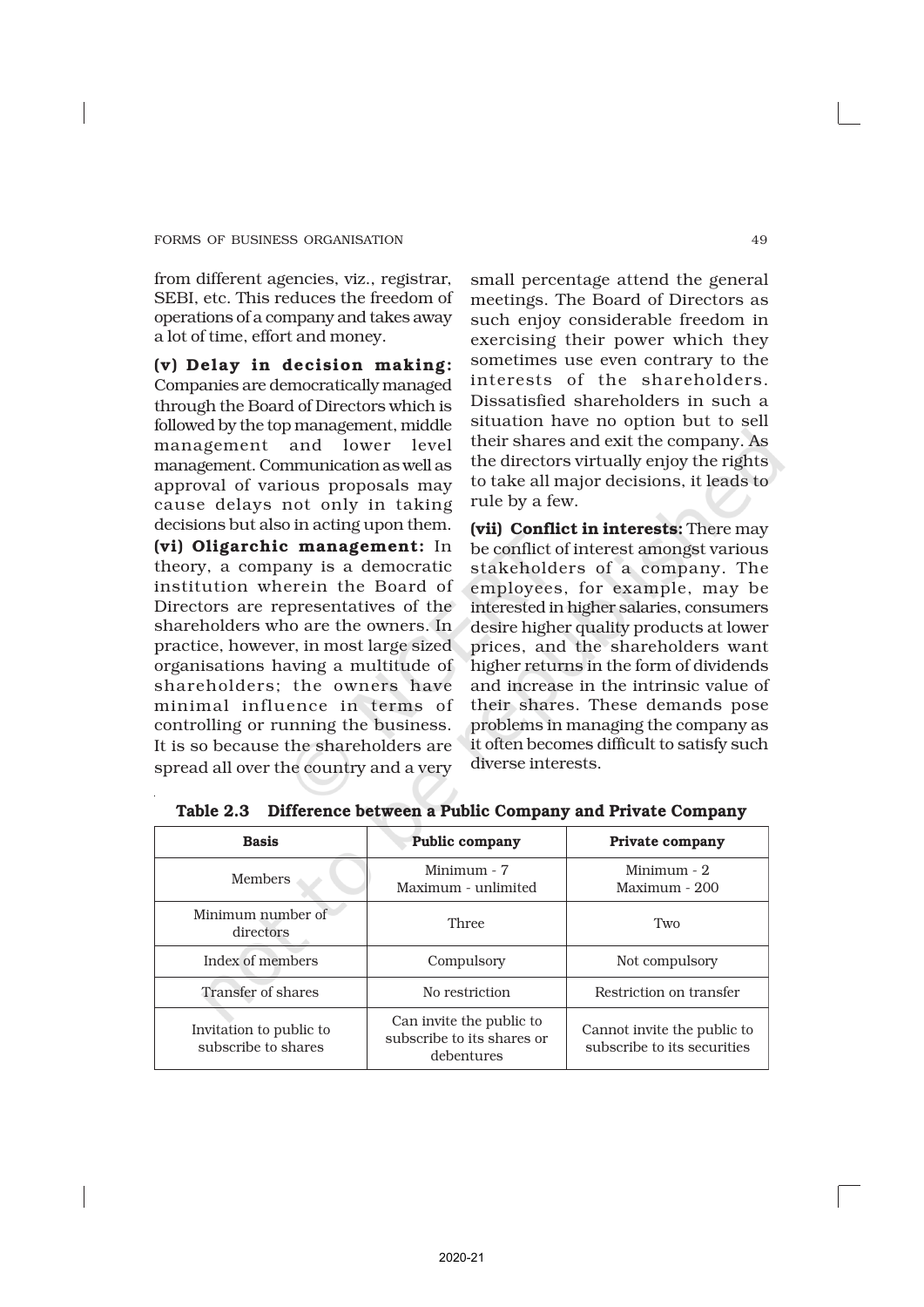from different agencies, viz., registrar, SEBI, etc. This reduces the freedom of operations of a company and takes away a lot of time, effort and money.

**(v) Delay in decision making:** Companies are democratically managed through the Board of Directors which is followed by the top management, middle management and lower level management. Communication as well as approval of various proposals may cause delays not only in taking decisions but also in acting upon them.

**(vi) Oligarchic management:** In theory, a company is a democratic institution wherein the Board of Directors are representatives of the shareholders who are the owners. In practice, however, in most large sized organisations having a multitude of shareholders; the owners have minimal influence in terms of controlling or running the business. It is so because the shareholders are spread all over the country and a very small percentage attend the general meetings. The Board of Directors as such enjoy considerable freedom in exercising their power which they sometimes use even contrary to the interests of the shareholders. Dissatisfied shareholders in such a situation have no option but to sell their shares and exit the company. As the directors virtually enjoy the rights to take all major decisions, it leads to rule by a few.

**(vii) Conflict in interests:** There may be conflict of interest amongst various stakeholders of a company. The employees, for example, may be interested in higher salaries, consumers desire higher quality products at lower prices, and the shareholders want higher returns in the form of dividends and increase in the intrinsic value of their shares. These demands pose problems in managing the company as it often becomes difficult to satisfy such diverse interests.

**Table 2.3 Difference between a Public Company and Private Company**

| Basis | Public company | Private company |
|---|---|---|
| Members | Minimum - 7<br>Maximum - unlimited | Minimum - 2<br>Maximum - 200 |
| Minimum number of directors | Three | Two |
| Index of members | Compulsory | Not compulsory |
| Transfer of shares | No restriction | Restriction on transfer |
| Invitation to public to subscribe to shares | Can invite the public to subscribe to its shares or debentures | Cannot invite the public to subscribe to its securities |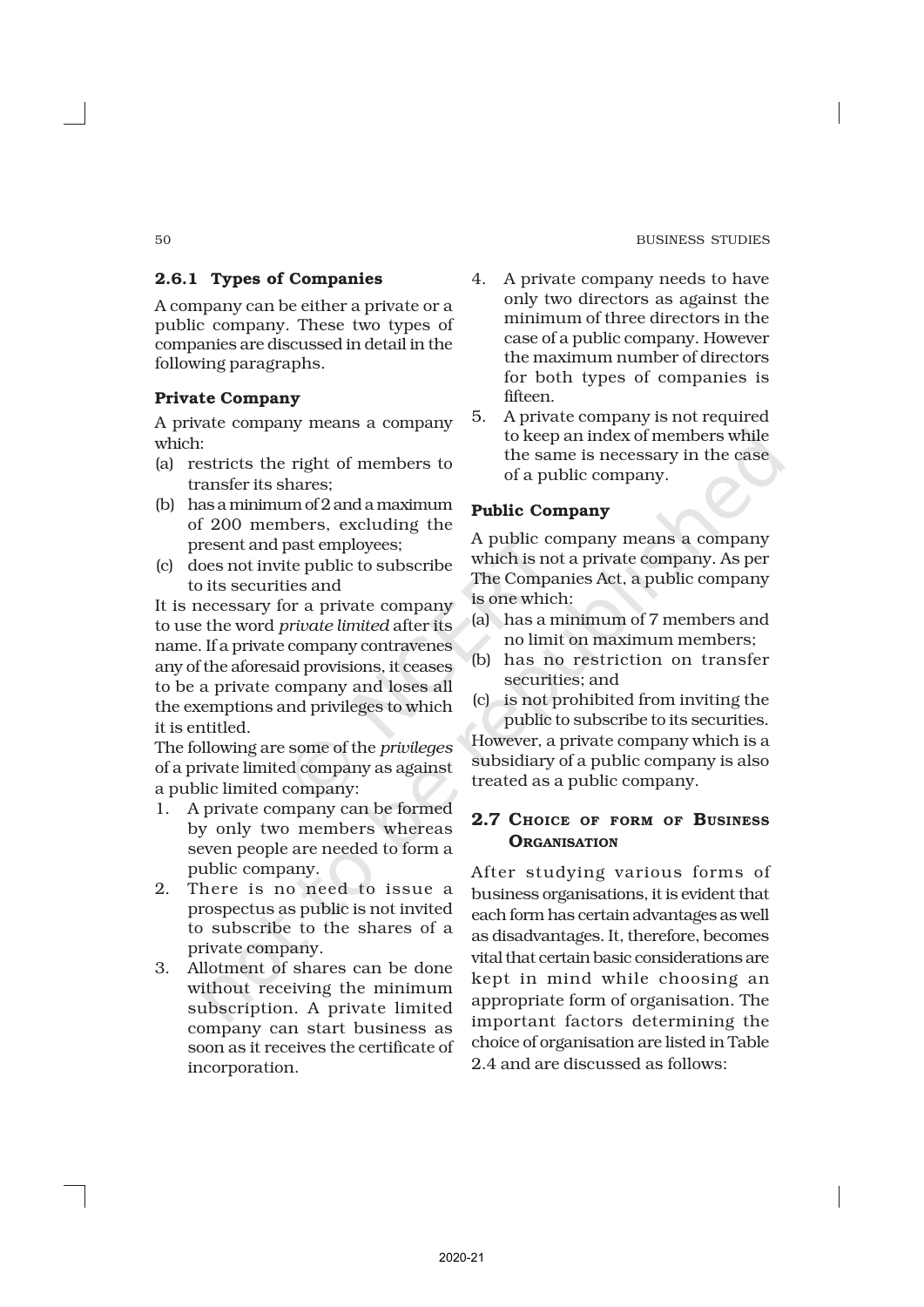### 2.6.1 Types of Companies

A company can be either a private or a public company. These two types of companies are discussed in detail in the following paragraphs.

**Private Company**

A private company means a company which:

(a) restricts the right of members to transfer its shares;
(b) has a minimum of 2 and a maximum of 200 members, excluding the present and past employees;
(c) does not invite public to subscribe to its securities and

It is necessary for a private company to use the word *private limited* after its name. If a private company contravenes any of the aforesaid provisions, it ceases to be a private company and loses all the exemptions and privileges to which it is entitled.

The following are some of the *privileges* of a private limited company as against a public limited company:

1. A private company can be formed by only two members whereas seven people are needed to form a public company.
2. There is no need to issue a prospectus as public is not invited to subscribe to the shares of a private company.
3. Allotment of shares can be done without receiving the minimum subscription. A private limited company can start business as soon as it receives the certificate of incorporation.
4. A private company needs to have only two directors as against the minimum of three directors in the case of a public company. However the maximum number of directors for both types of companies is fifteen.
5. A private company is not required to keep an index of members while the same is necessary in the case of a public company.

**Public Company**

A public company means a company which is not a private company. As per The Companies Act, a public company is one which:

(a) has a minimum of 7 members and no limit on maximum members;
(b) has no restriction on transfer securities; and
(c) is not prohibited from inviting the public to subscribe to its securities.

However, a private company which is a subsidiary of a public company is also treated as a public company.

## 2.7 Choice of form of Business Organisation

After studying various forms of business organisations, it is evident that each form has certain advantages as well as disadvantages. It, therefore, becomes vital that certain basic considerations are kept in mind while choosing an appropriate form of organisation. The important factors determining the choice of organisation are listed in Table 2.4 and are discussed as follows: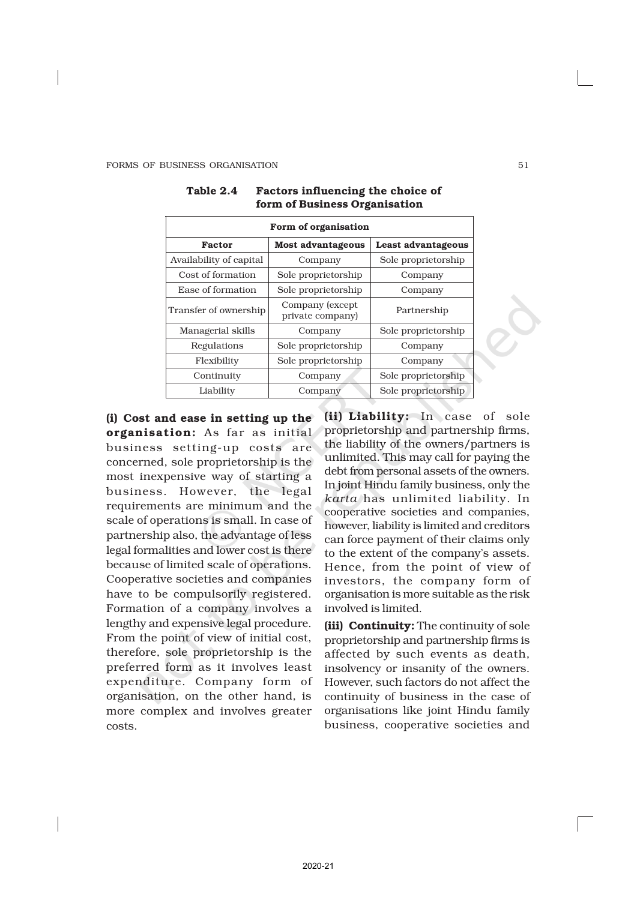**Table 2.4 Factors influencing the choice of form of Business Organisation**

| Form of organisation | | |
|---|---|---|
| **Factor** | **Most advantageous** | **Least advantageous** |
| Availability of capital | Company | Sole proprietorship |
| Cost of formation | Sole proprietorship | Company |
| Ease of formation | Sole proprietorship | Company |
| Transfer of ownership | Company (except private company) | Partnership |
| Managerial skills | Company | Sole proprietorship |
| Regulations | Sole proprietorship | Company |
| Flexibility | Sole proprietorship | Company |
| Continuity | Company | Sole proprietorship |
| Liability | Company | Sole proprietorship |

**(i) Cost and ease in setting up the organisation:** As far as initial business setting-up costs are concerned, sole proprietorship is the most inexpensive way of starting a business. However, the legal requirements are minimum and the scale of operations is small. In case of partnership also, the advantage of less legal formalities and lower cost is there because of limited scale of operations. Cooperative societies and companies have to be compulsorily registered. Formation of a company involves a lengthy and expensive legal procedure. From the point of view of initial cost, therefore, sole proprietorship is the preferred form as it involves least expenditure. Company form of organisation, on the other hand, is more complex and involves greater costs.

**(ii) Liability:** In case of sole proprietorship and partnership firms, the liability of the owners/partners is unlimited. This may call for paying the debt from personal assets of the owners. In joint Hindu family business, only the *karta* has unlimited liability. In cooperative societies and companies, however, liability is limited and creditors can force payment of their claims only to the extent of the company's assets. Hence, from the point of view of investors, the company form of organisation is more suitable as the risk involved is limited.

**(iii) Continuity:** The continuity of sole proprietorship and partnership firms is affected by such events as death, insolvency or insanity of the owners. However, such factors do not affect the continuity of business in the case of organisations like joint Hindu family business, cooperative societies and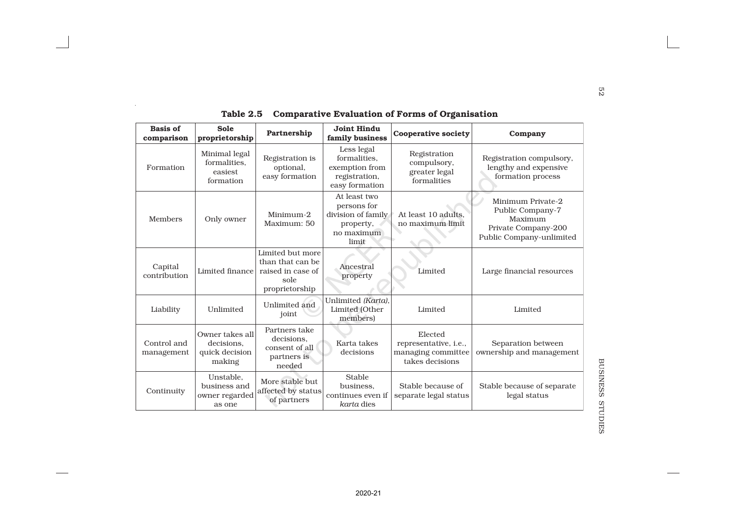**Table 2.5 Comparative Evaluation of Forms of Organisation**

| Basis of comparison | Sole proprietorship | Partnership | Joint Hindu family business | Cooperative society | Company |
|---|---|---|---|---|---|
| Formation | Minimal legal formalities, easiest formation | Registration is optional, easy formation | Less legal formalities, exemption from registration, easy formation | Registration compulsory, greater legal formalities | Registration compulsory, lengthy and expensive formation process |
| Members | Only owner | Minimum-2 Maximum: 50 | At least two persons for division of family property, no maximum limit | At least 10 adults, no maximum limit | Minimum Private-2 Public Company-7 Maximum Private Company-200 Public Company-unlimited |
| Capital contribution | Limited finance | Limited but more than that can be raised in case of sole proprietorship | Ancestral property | Limited | Large financial resources |
| Liability | Unlimited | Unlimited and joint | Unlimited *(Karta)*, Limited (Other members) | Limited | Limited |
| Control and management | Owner takes all decisions, quick decision making | Partners take decisions, consent of all partners is needed | Karta takes decisions | Elected representative, i.e., managing committee takes decisions | Separation between ownership and management |
| Continuity | Unstable, business and owner regarded as one | More stable but affected by status of partners | Stable business, continues even if *karta* dies | Stable because of separate legal status | Stable because of separate legal status |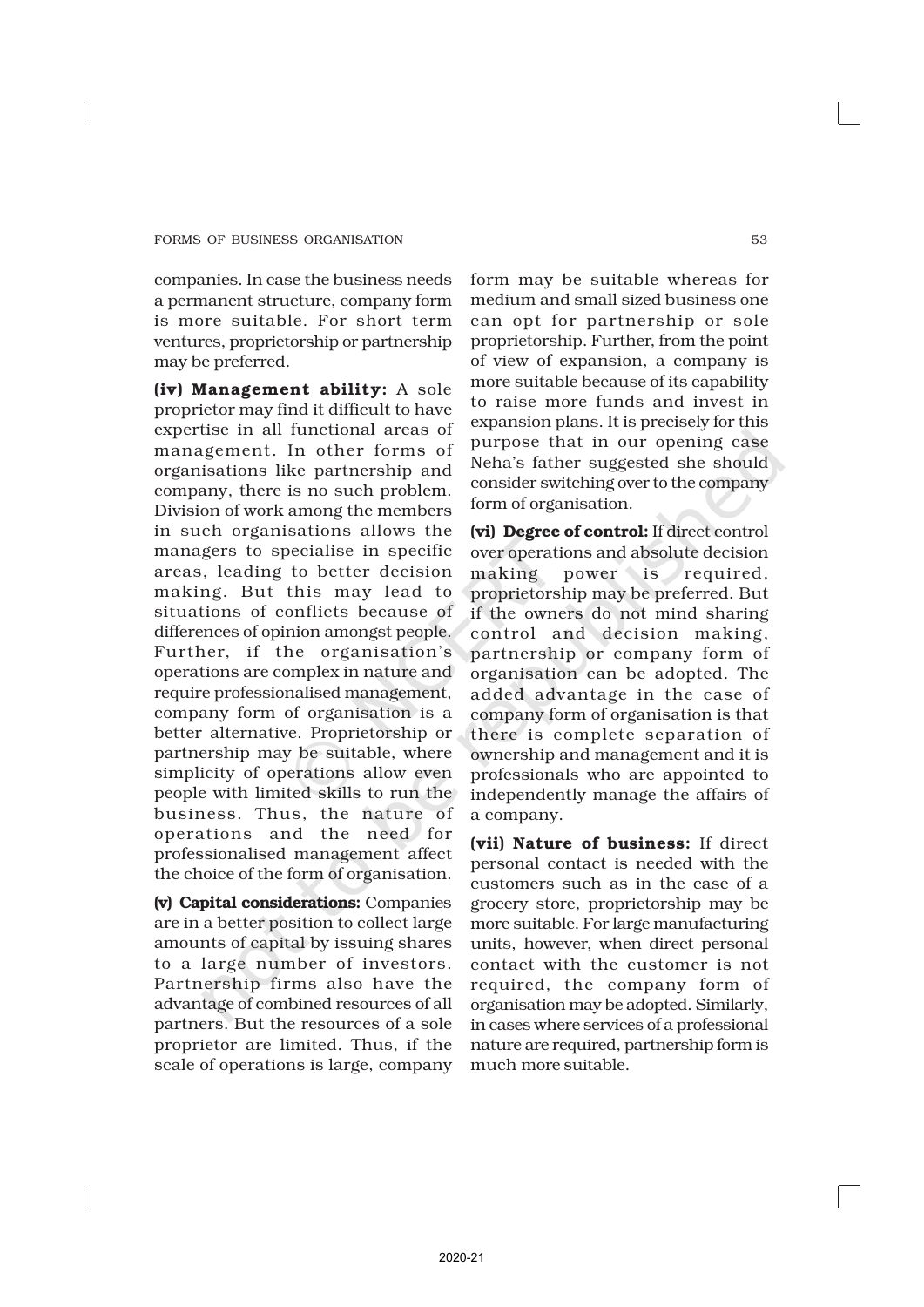companies. In case the business needs a permanent structure, company form is more suitable. For short term ventures, proprietorship or partnership may be preferred.

**(iv) Management ability:** A sole proprietor may find it difficult to have expertise in all functional areas of management. In other forms of organisations like partnership and company, there is no such problem. Division of work among the members in such organisations allows the managers to specialise in specific areas, leading to better decision making. But this may lead to situations of conflicts because of differences of opinion amongst people. Further, if the organisation's operations are complex in nature and require professionalised management, company form of organisation is a better alternative. Proprietorship or partnership may be suitable, where simplicity of operations allow even people with limited skills to run the business. Thus, the nature of operations and the need for professionalised management affect the choice of the form of organisation.

**(v) Capital considerations:** Companies are in a better position to collect large amounts of capital by issuing shares to a large number of investors. Partnership firms also have the advantage of combined resources of all partners. But the resources of a sole proprietor are limited. Thus, if the scale of operations is large, company form may be suitable whereas for medium and small sized business one can opt for partnership or sole proprietorship. Further, from the point of view of expansion, a company is more suitable because of its capability to raise more funds and invest in expansion plans. It is precisely for this purpose that in our opening case Neha's father suggested she should consider switching over to the company form of organisation.

**(vi) Degree of control:** If direct control over operations and absolute decision making power is required, proprietorship may be preferred. But if the owners do not mind sharing control and decision making, partnership or company form of organisation can be adopted. The added advantage in the case of company form of organisation is that there is complete separation of ownership and management and it is professionals who are appointed to independently manage the affairs of a company.

**(vii) Nature of business:** If direct personal contact is needed with the customers such as in the case of a grocery store, proprietorship may be more suitable. For large manufacturing units, however, when direct personal contact with the customer is not required, the company form of organisation may be adopted. Similarly, in cases where services of a professional nature are required, partnership form is much more suitable.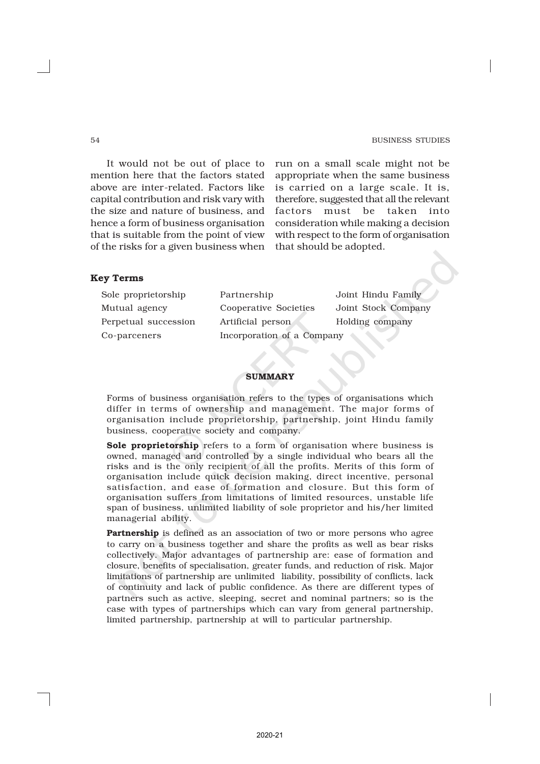It would not be out of place to mention here that the factors stated above are inter-related. Factors like capital contribution and risk vary with the size and nature of business, and hence a form of business organisation that is suitable from the point of view of the risks for a given business when run on a small scale might not be appropriate when the same business is carried on a large scale. It is, therefore, suggested that all the relevant factors must be taken into consideration while making a decision with respect to the form of organisation that should be adopted.

### Key Terms

| | | |
|---|---|---|
| Sole proprietorship | Partnership | Joint Hindu Family |
| Mutual agency | Cooperative Societies | Joint Stock Company |
| Perpetual succession | Artificial person | Holding company |
| Co-parceners | Incorporation of a Company | |

## SUMMARY

Forms of business organisation refers to the types of organisations which differ in terms of ownership and management. The major forms of organisation include proprietorship, partnership, joint Hindu family business, cooperative society and company.

**Sole proprietorship** refers to a form of organisation where business is owned, managed and controlled by a single individual who bears all the risks and is the only recipient of all the profits. Merits of this form of organisation include quick decision making, direct incentive, personal satisfaction, and ease of formation and closure. But this form of organisation suffers from limitations of limited resources, unstable life span of business, unlimited liability of sole proprietor and his/her limited managerial ability.

**Partnership** is defined as an association of two or more persons who agree to carry on a business together and share the profits as well as bear risks collectively. Major advantages of partnership are: ease of formation and closure, benefits of specialisation, greater funds, and reduction of risk. Major limitations of partnership are unlimited liability, possibility of conflicts, lack of continuity and lack of public confidence. As there are different types of partners such as active, sleeping, secret and nominal partners; so is the case with types of partnerships which can vary from general partnership, limited partnership, partnership at will to particular partnership.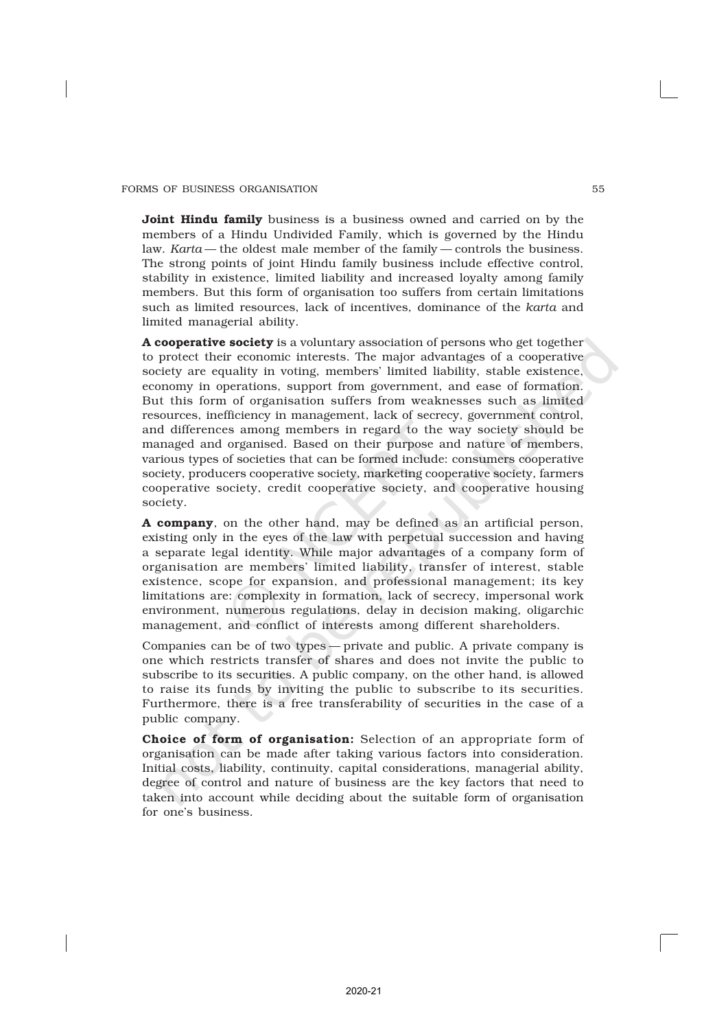**Joint Hindu family** business is a business owned and carried on by the members of a Hindu Undivided Family, which is governed by the Hindu law. *Karta* — the oldest male member of the family — controls the business. The strong points of joint Hindu family business include effective control, stability in existence, limited liability and increased loyalty among family members. But this form of organisation too suffers from certain limitations such as limited resources, lack of incentives, dominance of the *karta* and limited managerial ability.

**A cooperative society** is a voluntary association of persons who get together to protect their economic interests. The major advantages of a cooperative society are equality in voting, members' limited liability, stable existence, economy in operations, support from government, and ease of formation. But this form of organisation suffers from weaknesses such as limited resources, inefficiency in management, lack of secrecy, government control, and differences among members in regard to the way society should be managed and organised. Based on their purpose and nature of members, various types of societies that can be formed include: consumers cooperative society, producers cooperative society, marketing cooperative society, farmers cooperative society, credit cooperative society, and cooperative housing society.

**A company**, on the other hand, may be defined as an artificial person, existing only in the eyes of the law with perpetual succession and having a separate legal identity. While major advantages of a company form of organisation are members' limited liability, transfer of interest, stable existence, scope for expansion, and professional management; its key limitations are: complexity in formation, lack of secrecy, impersonal work environment, numerous regulations, delay in decision making, oligarchic management, and conflict of interests among different shareholders.

Companies can be of two types — private and public. A private company is one which restricts transfer of shares and does not invite the public to subscribe to its securities. A public company, on the other hand, is allowed to raise its funds by inviting the public to subscribe to its securities. Furthermore, there is a free transferability of securities in the case of a public company.

**Choice of form of organisation:** Selection of an appropriate form of organisation can be made after taking various factors into consideration. Initial costs, liability, continuity, capital considerations, managerial ability, degree of control and nature of business are the key factors that need to taken into account while deciding about the suitable form of organisation for one's business.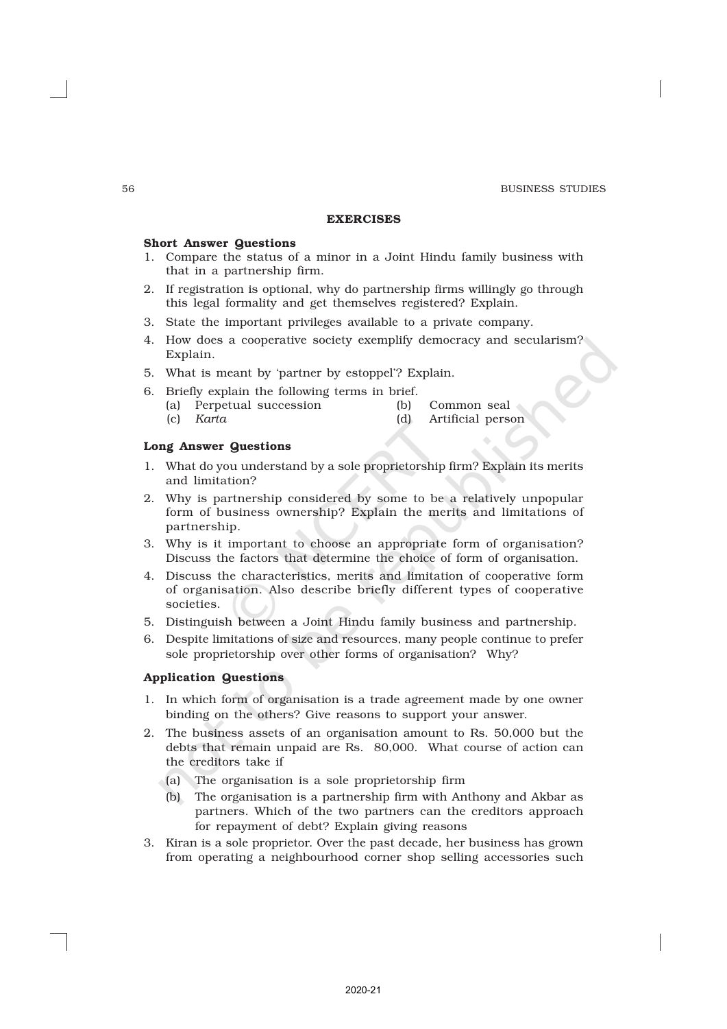## EXERCISES

### Short Answer Questions

1. Compare the status of a minor in a Joint Hindu family business with that in a partnership firm.
2. If registration is optional, why do partnership firms willingly go through this legal formality and get themselves registered? Explain.
3. State the important privileges available to a private company.
4. How does a cooperative society exemplify democracy and secularism? Explain.
5. What is meant by 'partner by estoppel'? Explain.
6. Briefly explain the following terms in brief.
   - (a) Perpetual succession
   - (b) Common seal
   - (c) *Karta*
   - (d) Artificial person

### Long Answer Questions

1. What do you understand by a sole proprietorship firm? Explain its merits and limitation?
2. Why is partnership considered by some to be a relatively unpopular form of business ownership? Explain the merits and limitations of partnership.
3. Why is it important to choose an appropriate form of organisation? Discuss the factors that determine the choice of form of organisation.
4. Discuss the characteristics, merits and limitation of cooperative form of organisation. Also describe briefly different types of cooperative societies.
5. Distinguish between a Joint Hindu family business and partnership.
6. Despite limitations of size and resources, many people continue to prefer sole proprietorship over other forms of organisation? Why?

### Application Questions

1. In which form of organisation is a trade agreement made by one owner binding on the others? Give reasons to support your answer.
2. The business assets of an organisation amount to Rs. 50,000 but the debts that remain unpaid are Rs. 80,000. What course of action can the creditors take if
   - (a) The organisation is a sole proprietorship firm
   - (b) The organisation is a partnership firm with Anthony and Akbar as partners. Which of the two partners can the creditors approach for repayment of debt? Explain giving reasons
3. Kiran is a sole proprietor. Over the past decade, her business has grown from operating a neighbourhood corner shop selling accessories such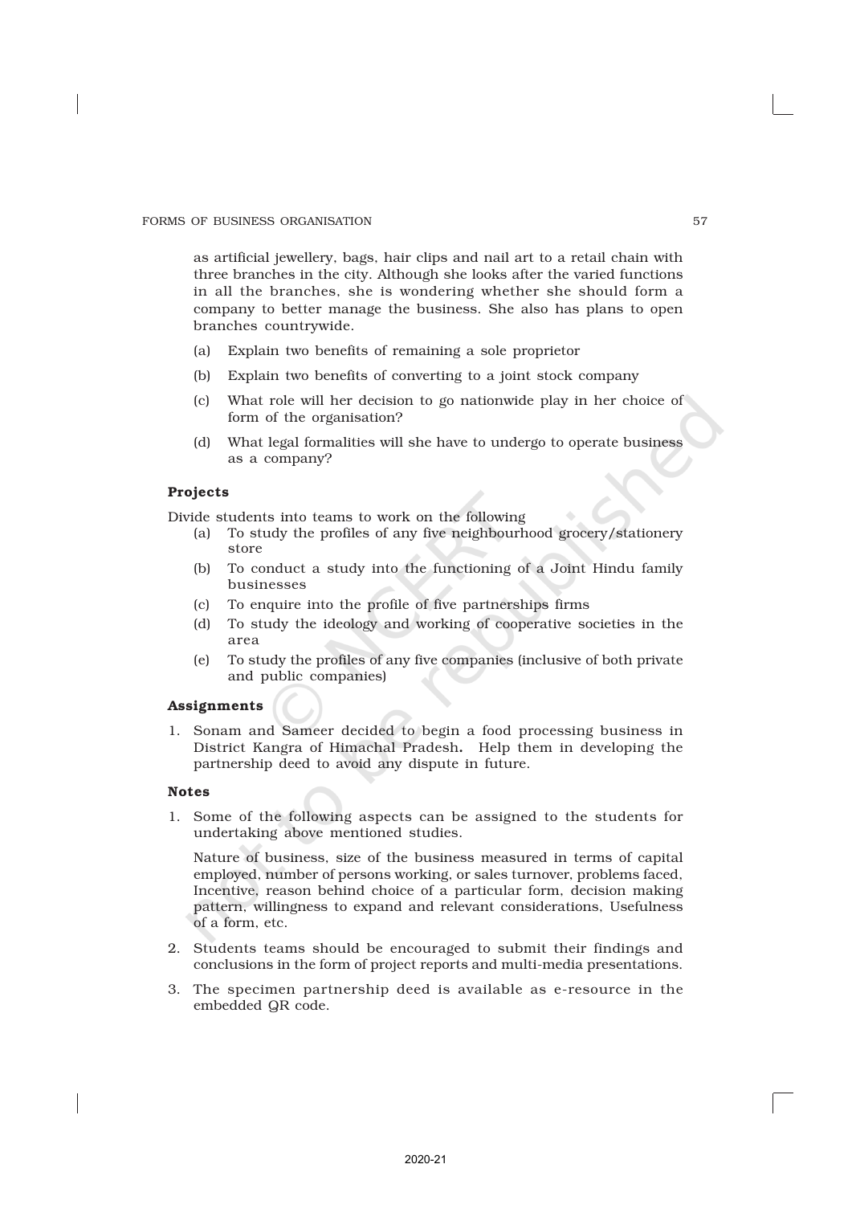as artificial jewellery, bags, hair clips and nail art to a retail chain with three branches in the city. Although she looks after the varied functions in all the branches, she is wondering whether she should form a company to better manage the business. She also has plans to open branches countrywide.

(a) Explain two benefits of remaining a sole proprietor

(b) Explain two benefits of converting to a joint stock company

(c) What role will her decision to go nationwide play in her choice of form of the organisation?

(d) What legal formalities will she have to undergo to operate business as a company?

**Projects**

Divide students into teams to work on the following

(a) To study the profiles of any five neighbourhood grocery/stationery store

(b) To conduct a study into the functioning of a Joint Hindu family businesses

(c) To enquire into the profile of five partnerships firms

(d) To study the ideology and working of cooperative societies in the area

(e) To study the profiles of any five companies (inclusive of both private and public companies)

**Assignments**

1. Sonam and Sameer decided to begin a food processing business in District Kangra of Himachal Pradesh. Help them in developing the partnership deed to avoid any dispute in future.

**Notes**

1. Some of the following aspects can be assigned to the students for undertaking above mentioned studies.

   Nature of business, size of the business measured in terms of capital employed, number of persons working, or sales turnover, problems faced, Incentive, reason behind choice of a particular form, decision making pattern, willingness to expand and relevant considerations, Usefulness of a form, etc.

2. Students teams should be encouraged to submit their findings and conclusions in the form of project reports and multi-media presentations.

3. The specimen partnership deed is available as e-resource in the embedded QR code.